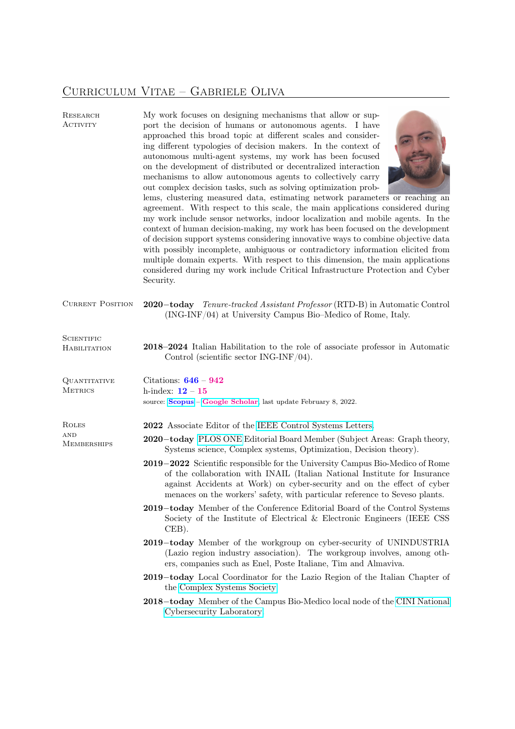# Curriculum Vitae – Gabriele Oliva

**Research Activity**

My work focuses on designing mechanisms that allow or support the decision of humans or autonomous agents. I have approached this broad topic at different scales and considering different typologies of decision makers. In the context of autonomous multi-agent systems, my work has been focused on the development of distributed or decentralized interaction mechanisms to allow autonomous agents to collectively carry out complex decision tasks, such as solving optimization problems, clustering measured data, estimating network parameters or reaching an agreement. With respect to this scale, the main applications considered during my work include sensor networks, indoor localization and mobile agents. In the context of human decision-making, my work has been focused on the development of decision support systems considering innovative ways to combine objective data with possibly incomplete, ambiguous or contradictory information elicited from multiple domain experts. With respect to this dimension, the main applications considered during my work include Critical Infrastructure Protection and Cyber Security.

**Current Position**

**2020–today** *Tenure-tracked Assistant Professor* (RTD-B) in Automatic Control (ING-INF/04) at University Campus Bio–Medico of Rome, Italy.

**Scientific Habilitation**

**2018–2024** Italian Habilitation to the role of associate professor in Automatic Control (scientific sector ING-INF/04).

**Quantitative Metrics**

Citations: **646** – **942**
h-index: **12** – **15**
source: **Scopus** – **Google Scholar**, last update February 8, 2022.

**Roles and Memberships**

**2022** Associate Editor of the IEEE Control Systems Letters.

**2020–today** PLOS ONE Editorial Board Member (Subject Areas: Graph theory, Systems science, Complex systems, Optimization, Decision theory).

**2019–2022** Scientific responsible for the University Campus Bio-Medico of Rome of the collaboration with INAIL (Italian National Institute for Insurance against Accidents at Work) on cyber-security and on the effect of cyber menaces on the workers' safety, with particular reference to Seveso plants.

**2019–today** Member of the Conference Editorial Board of the Control Systems Society of the Institute of Electrical & Electronic Engineers (IEEE CSS CEB).

**2019–today** Member of the workgroup on cyber-security of UNINDUSTRIA (Lazio region industry association). The workgroup involves, among others, companies such as Enel, Poste Italiane, Tim and Almaviva.

**2019–today** Local Coordinator for the Lazio Region of the Italian Chapter of the Complex Systems Society.

**2018–today** Member of the Campus Bio-Medico local node of the CINI National Cybersecurity Laboratory.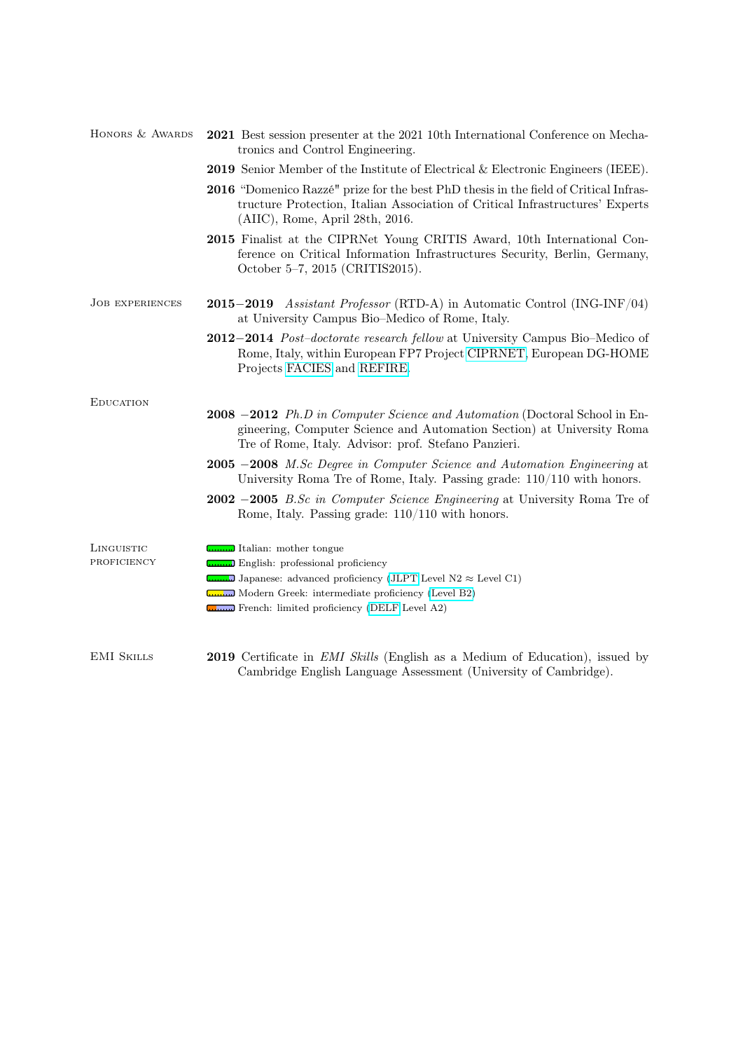## Honors & Awards

**2021** Best session presenter at the 2021 10th International Conference on Mechatronics and Control Engineering.

**2019** Senior Member of the Institute of Electrical & Electronic Engineers (IEEE).

**2016** "Domenico Razzé" prize for the best PhD thesis in the field of Critical Infrastructure Protection, Italian Association of Critical Infrastructures' Experts (AIIC), Rome, April 28th, 2016.

**2015** Finalist at the CIPRNet Young CRITIS Award, 10th International Conference on Critical Information Infrastructures Security, Berlin, Germany, October 5–7, 2015 (CRITIS2015).

## Job experiences

**2015−2019** *Assistant Professor* (RTD-A) in Automatic Control (ING-INF/04) at University Campus Bio–Medico of Rome, Italy.

**2012−2014** *Post–doctorate research fellow* at University Campus Bio–Medico of Rome, Italy, within European FP7 Project CIPRNET, European DG-HOME Projects FACIES and REFIRE.

## Education

**2008 −2012** *Ph.D in Computer Science and Automation* (Doctoral School in Engineering, Computer Science and Automation Section) at University Roma Tre of Rome, Italy. Advisor: prof. Stefano Panzieri.

**2005 −2008** *M.Sc Degree in Computer Science and Automation Engineering* at University Roma Tre of Rome, Italy. Passing grade: 110/110 with honors.

**2002 −2005** *B.Sc in Computer Science Engineering* at University Roma Tre of Rome, Italy. Passing grade: 110/110 with honors.

## Linguistic proficiency

- Italian: mother tongue
- English: professional proficiency
- Japanese: advanced proficiency (JLPT Level N2 ≈ Level C1)
- Modern Greek: intermediate proficiency (Level B2)
- French: limited proficiency (DELF Level A2)

## EMI Skills

**2019** Certificate in *EMI Skills* (English as a Medium of Education), issued by Cambridge English Language Assessment (University of Cambridge).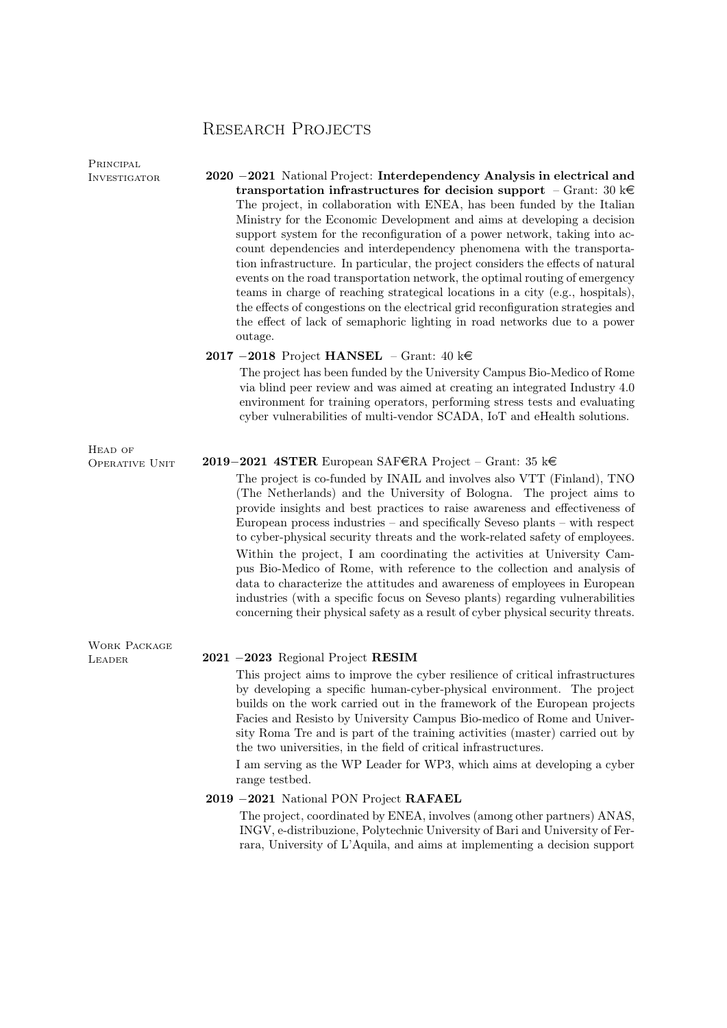# Research Projects

## Principal Investigator

**2020 –2021** National Project: **Interdependency Analysis in electrical and transportation infrastructures for decision support** – Grant: 30 k€

The project, in collaboration with ENEA, has been funded by the Italian Ministry for the Economic Development and aims at developing a decision support system for the reconfiguration of a power network, taking into account dependencies and interdependency phenomena with the transportation infrastructure. In particular, the project considers the effects of natural events on the road transportation network, the optimal routing of emergency teams in charge of reaching strategical locations in a city (e.g., hospitals), the effects of congestions on the electrical grid reconfiguration strategies and the effect of lack of semaphoric lighting in road networks due to a power outage.

**2017 –2018** Project **HANSEL** – Grant: 40 k€

The project has been funded by the University Campus Bio-Medico of Rome via blind peer review and was aimed at creating an integrated Industry 4.0 environment for training operators, performing stress tests and evaluating cyber vulnerabilities of multi-vendor SCADA, IoT and eHealth solutions.

## Head of Operative Unit

**2019–2021** **4STER** European SAF€RA Project – Grant: 35 k€

The project is co-funded by INAIL and involves also VTT (Finland), TNO (The Netherlands) and the University of Bologna. The project aims to provide insights and best practices to raise awareness and effectiveness of European process industries – and specifically Seveso plants – with respect to cyber-physical security threats and the work-related safety of employees.

Within the project, I am coordinating the activities at University Campus Bio-Medico of Rome, with reference to the collection and analysis of data to characterize the attitudes and awareness of employees in European industries (with a specific focus on Seveso plants) regarding vulnerabilities concerning their physical safety as a result of cyber physical security threats.

## Work Package Leader

**2021 –2023** Regional Project **RESIM**

This project aims to improve the cyber resilience of critical infrastructures by developing a specific human-cyber-physical environment. The project builds on the work carried out in the framework of the European projects Facies and Resisto by University Campus Bio-medico of Rome and University Roma Tre and is part of the training activities (master) carried out by the two universities, in the field of critical infrastructures.

I am serving as the WP Leader for WP3, which aims at developing a cyber range testbed.

**2019 –2021** National PON Project **RAFAEL**

The project, coordinated by ENEA, involves (among other partners) ANAS, INGV, e-distribuzione, Polytechnic University of Bari and University of Ferrara, University of L'Aquila, and aims at implementing a decision support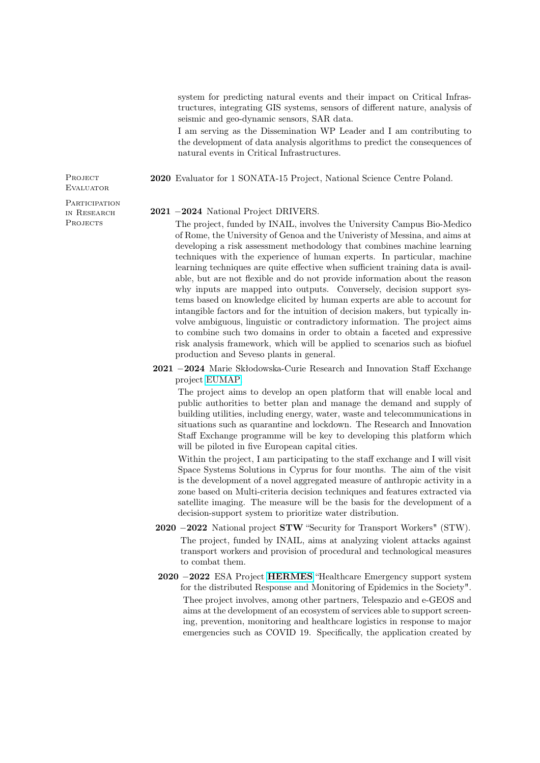system for predicting natural events and their impact on Critical Infrastructures, integrating GIS systems, sensors of different nature, analysis of seismic and geo-dynamic sensors, SAR data.

I am serving as the Dissemination WP Leader and I am contributing to the development of data analysis algorithms to predict the consequences of natural events in Critical Infrastructures.

## Project Evaluator

**2020** Evaluator for 1 SONATA-15 Project, National Science Centre Poland.

## Participation in Research Projects

**2021 −2024** National Project DRIVERS.

The project, funded by INAIL, involves the University Campus Bio-Medico of Rome, the University of Genoa and the Univeristy of Messina, and aims at developing a risk assessment methodology that combines machine learning techniques with the experience of human experts. In particular, machine learning techniques are quite effective when sufficient training data is available, but are not flexible and do not provide information about the reason why inputs are mapped into outputs. Conversely, decision support systems based on knowledge elicited by human experts are able to account for intangible factors and for the intuition of decision makers, but typically involve ambiguous, linguistic or contradictory information. The project aims to combine such two domains in order to obtain a faceted and expressive risk analysis framework, which will be applied to scenarios such as biofuel production and Seveso plants in general.

**2021 −2024** Marie Skłodowska-Curie Research and Innovation Staff Exchange project EUMAP.

The project aims to develop an open platform that will enable local and public authorities to better plan and manage the demand and supply of building utilities, including energy, water, waste and telecommunications in situations such as quarantine and lockdown. The Research and Innovation Staff Exchange programme will be key to developing this platform which will be piloted in five European capital cities.

Within the project, I am participating to the staff exchange and I will visit Space Systems Solutions in Cyprus for four months. The aim of the visit is the development of a novel aggregated measure of anthropic activity in a zone based on Multi-criteria decision techniques and features extracted via satellite imaging. The measure will be the basis for the development of a decision-support system to prioritize water distribution.

**2020 −2022** National project **STW** "Security for Transport Workers" (STW).

The project, funded by INAIL, aims at analyzing violent attacks against transport workers and provision of procedural and technological measures to combat them.

**2020 −2022** ESA Project **HERMES** "Healthcare Emergency support system for the distributed Response and Monitoring of Epidemics in the Society".

Thee project involves, among other partners, Telespazio and e-GEOS and aims at the development of an ecosystem of services able to support screening, prevention, monitoring and healthcare logistics in response to major emergencies such as COVID 19. Specifically, the application created by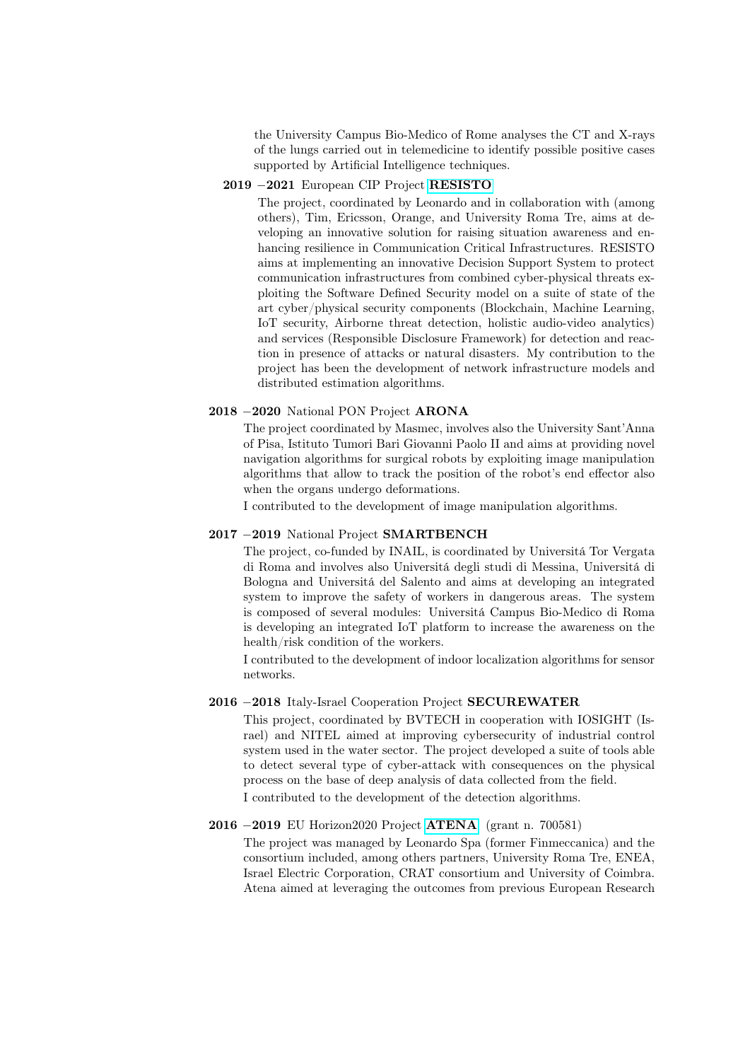the University Campus Bio-Medico of Rome analyses the CT and X-rays of the lungs carried out in telemedicine to identify possible positive cases supported by Artificial Intelligence techniques.

**2019 –2021** European CIP Project **RESISTO**

The project, coordinated by Leonardo and in collaboration with (among others), Tim, Ericsson, Orange, and University Roma Tre, aims at developing an innovative solution for raising situation awareness and enhancing resilience in Communication Critical Infrastructures. RESISTO aims at implementing an innovative Decision Support System to protect communication infrastructures from combined cyber-physical threats exploiting the Software Defined Security model on a suite of state of the art cyber/physical security components (Blockchain, Machine Learning, IoT security, Airborne threat detection, holistic audio-video analytics) and services (Responsible Disclosure Framework) for detection and reaction in presence of attacks or natural disasters. My contribution to the project has been the development of network infrastructure models and distributed estimation algorithms.

**2018 –2020** National PON Project **ARONA**

The project coordinated by Masmec, involves also the University Sant'Anna of Pisa, Istituto Tumori Bari Giovanni Paolo II and aims at providing novel navigation algorithms for surgical robots by exploiting image manipulation algorithms that allow to track the position of the robot's end effector also when the organs undergo deformations.

I contributed to the development of image manipulation algorithms.

**2017 –2019** National Project **SMARTBENCH**

The project, co-funded by INAIL, is coordinated by Universitá Tor Vergata di Roma and involves also Universitá degli studi di Messina, Universitá di Bologna and Universitá del Salento and aims at developing an integrated system to improve the safety of workers in dangerous areas. The system is composed of several modules: Universitá Campus Bio-Medico di Roma is developing an integrated IoT platform to increase the awareness on the health/risk condition of the workers.

I contributed to the development of indoor localization algorithms for sensor networks.

**2016 –2018** Italy-Israel Cooperation Project **SECUREWATER**

This project, coordinated by BVTECH in cooperation with IOSIGHT (Israel) and NITEL aimed at improving cybersecurity of industrial control system used in the water sector. The project developed a suite of tools able to detect several type of cyber-attack with consequences on the physical process on the base of deep analysis of data collected from the field.

I contributed to the development of the detection algorithms.

**2016 –2019** EU Horizon2020 Project **ATENA** (grant n. 700581)

The project was managed by Leonardo Spa (former Finmeccanica) and the consortium included, among others partners, University Roma Tre, ENEA, Israel Electric Corporation, CRAT consortium and University of Coimbra. Atena aimed at leveraging the outcomes from previous European Research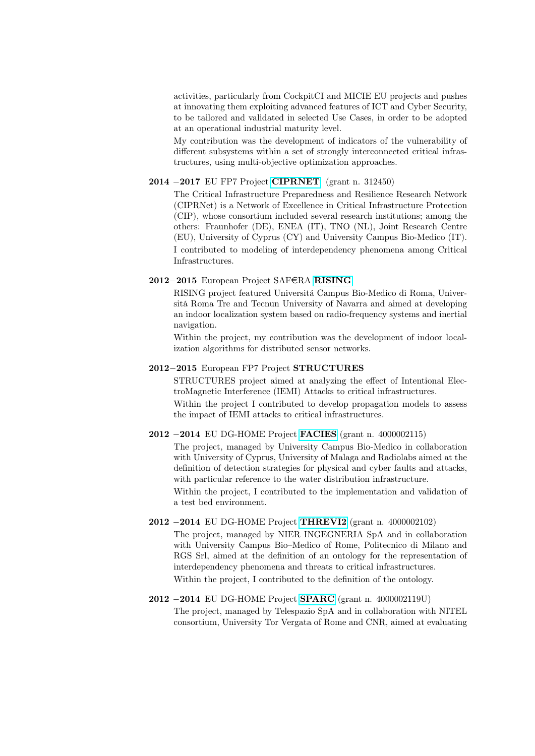activities, particularly from CockpitCI and MICIE EU projects and pushes at innovating them exploiting advanced features of ICT and Cyber Security, to be tailored and validated in selected Use Cases, in order to be adopted at an operational industrial maturity level.

My contribution was the development of indicators of the vulnerability of different subsystems within a set of strongly interconnected critical infrastructures, using multi-objective optimization approaches.

**2014 –2017** EU FP7 Project **CIPRNET** (grant n. 312450)

The Critical Infrastructure Preparedness and Resilience Research Network (CIPRNet) is a Network of Excellence in Critical Infrastructure Protection (CIP), whose consortium included several research institutions; among the others: Fraunhofer (DE), ENEA (IT), TNO (NL), Joint Research Centre (EU), University of Cyprus (CY) and University Campus Bio-Medico (IT).

I contributed to modeling of interdependency phenomena among Critical Infrastructures.

**2012–2015** European Project SAF€RA **RISING**

RISING project featured Universitá Campus Bio-Medico di Roma, Universitá Roma Tre and Tecnun University of Navarra and aimed at developing an indoor localization system based on radio-frequency systems and inertial navigation.

Within the project, my contribution was the development of indoor localization algorithms for distributed sensor networks.

**2012–2015** European FP7 Project **STRUCTURES**

STRUCTURES project aimed at analyzing the effect of Intentional ElectroMagnetic Interference (IEMI) Attacks to critical infrastructures.

Within the project I contributed to develop propagation models to assess the impact of IEMI attacks to critical infrastructures.

**2012 –2014** EU DG-HOME Project **FACIES** (grant n. 4000002115)

The project, managed by University Campus Bio-Medico in collaboration with University of Cyprus, University of Malaga and Radiolabs aimed at the definition of detection strategies for physical and cyber faults and attacks, with particular reference to the water distribution infrastructure.

Within the project, I contributed to the implementation and validation of a test bed environment.

**2012 –2014** EU DG-HOME Project **THREVI2** (grant n. 4000002102)

The project, managed by NIER INGEGNERIA SpA and in collaboration with University Campus Bio–Medico of Rome, Politecnico di Milano and RGS Srl, aimed at the definition of an ontology for the representation of interdependency phenomena and threats to critical infrastructures.

Within the project, I contributed to the definition of the ontology.

**2012 –2014** EU DG-HOME Project **SPARC** (grant n. 4000002119U)

The project, managed by Telespazio SpA and in collaboration with NITEL consortium, University Tor Vergata of Rome and CNR, aimed at evaluating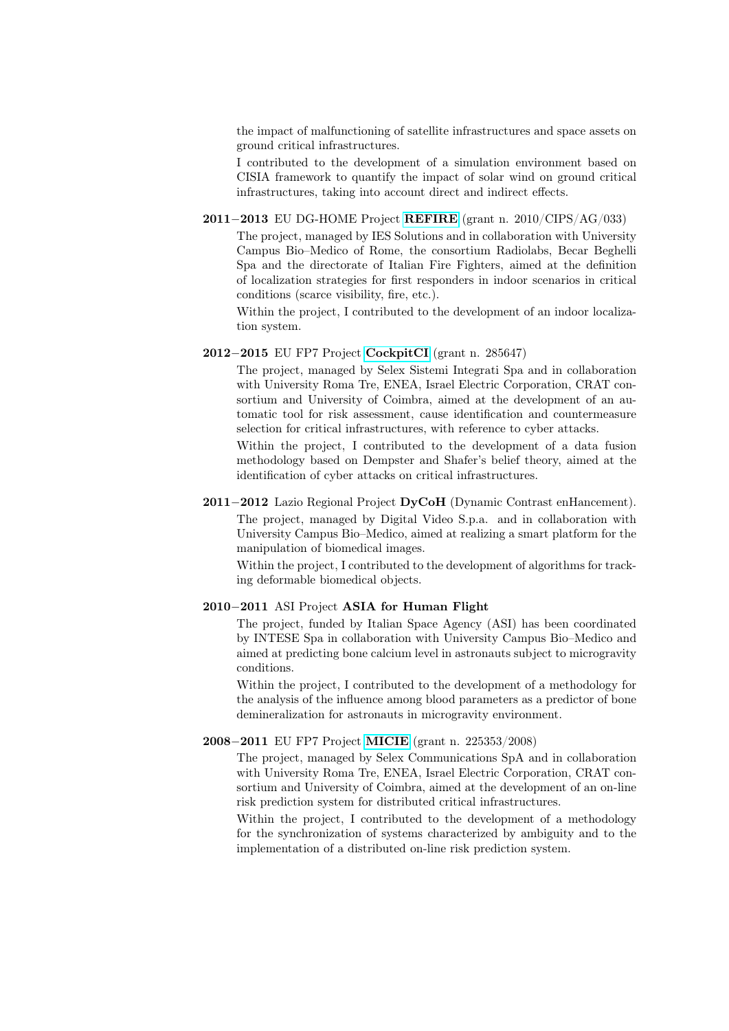the impact of malfunctioning of satellite infrastructures and space assets on ground critical infrastructures.

I contributed to the development of a simulation environment based on CISIA framework to quantify the impact of solar wind on ground critical infrastructures, taking into account direct and indirect effects.

**2011−2013** EU DG-HOME Project **REFIRE** (grant n. 2010/CIPS/AG/033)

The project, managed by IES Solutions and in collaboration with University Campus Bio–Medico of Rome, the consortium Radiolabs, Becar Beghelli Spa and the directorate of Italian Fire Fighters, aimed at the definition of localization strategies for first responders in indoor scenarios in critical conditions (scarce visibility, fire, etc.).

Within the project, I contributed to the development of an indoor localization system.

**2012−2015** EU FP7 Project **CockpitCI** (grant n. 285647)

The project, managed by Selex Sistemi Integrati Spa and in collaboration with University Roma Tre, ENEA, Israel Electric Corporation, CRAT consortium and University of Coimbra, aimed at the development of an automatic tool for risk assessment, cause identification and countermeasure selection for critical infrastructures, with reference to cyber attacks.

Within the project, I contributed to the development of a data fusion methodology based on Dempster and Shafer's belief theory, aimed at the identification of cyber attacks on critical infrastructures.

**2011−2012** Lazio Regional Project **DyCoH** (Dynamic Contrast enHancement).

The project, managed by Digital Video S.p.a. and in collaboration with University Campus Bio–Medico, aimed at realizing a smart platform for the manipulation of biomedical images.

Within the project, I contributed to the development of algorithms for tracking deformable biomedical objects.

**2010−2011** ASI Project **ASIA for Human Flight**

The project, funded by Italian Space Agency (ASI) has been coordinated by INTESE Spa in collaboration with University Campus Bio–Medico and aimed at predicting bone calcium level in astronauts subject to microgravity conditions.

Within the project, I contributed to the development of a methodology for the analysis of the influence among blood parameters as a predictor of bone demineralization for astronauts in microgravity environment.

**2008−2011** EU FP7 Project **MICIE** (grant n. 225353/2008)

The project, managed by Selex Communications SpA and in collaboration with University Roma Tre, ENEA, Israel Electric Corporation, CRAT consortium and University of Coimbra, aimed at the development of an on-line risk prediction system for distributed critical infrastructures.

Within the project, I contributed to the development of a methodology for the synchronization of systems characterized by ambiguity and to the implementation of a distributed on-line risk prediction system.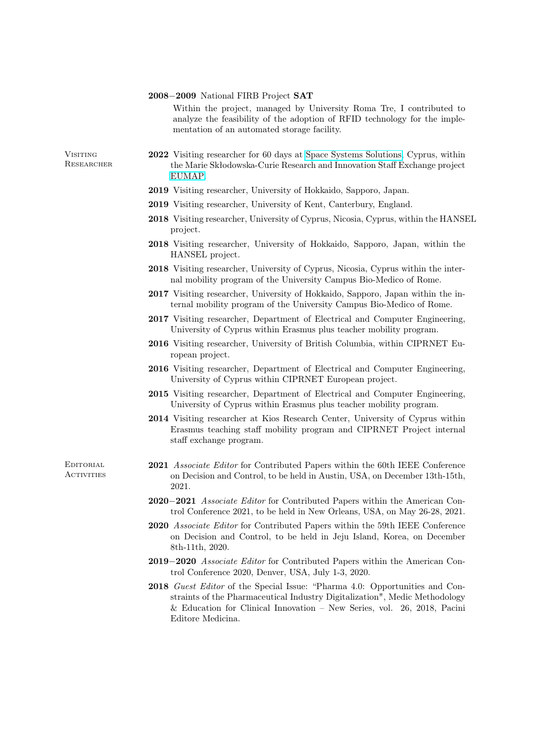**2008−2009** National FIRB Project **SAT**

Within the project, managed by University Roma Tre, I contributed to analyze the feasibility of the adoption of RFID technology for the implementation of an automated storage facility.

## Visiting Researcher

- **2022** Visiting researcher for 60 days at Space Systems Solutions, Cyprus, within the Marie Skłodowska-Curie Research and Innovation Staff Exchange project EUMAP.
- **2019** Visiting researcher, University of Hokkaido, Sapporo, Japan.
- **2019** Visiting researcher, University of Kent, Canterbury, England.
- **2018** Visiting researcher, University of Cyprus, Nicosia, Cyprus, within the HANSEL project.
- **2018** Visiting researcher, University of Hokkaido, Sapporo, Japan, within the HANSEL project.
- **2018** Visiting researcher, University of Cyprus, Nicosia, Cyprus within the internal mobility program of the University Campus Bio-Medico of Rome.
- **2017** Visiting researcher, University of Hokkaido, Sapporo, Japan within the internal mobility program of the University Campus Bio-Medico of Rome.
- **2017** Visiting researcher, Department of Electrical and Computer Engineering, University of Cyprus within Erasmus plus teacher mobility program.
- **2016** Visiting researcher, University of British Columbia, within CIPRNET European project.
- **2016** Visiting researcher, Department of Electrical and Computer Engineering, University of Cyprus within CIPRNET European project.
- **2015** Visiting researcher, Department of Electrical and Computer Engineering, University of Cyprus within Erasmus plus teacher mobility program.
- **2014** Visiting researcher at Kios Research Center, University of Cyprus within Erasmus teaching staff mobility program and CIPRNET Project internal staff exchange program.

## Editorial Activities

- **2021** *Associate Editor* for Contributed Papers within the 60th IEEE Conference on Decision and Control, to be held in Austin, USA, on December 13th-15th, 2021.
- **2020−2021** *Associate Editor* for Contributed Papers within the American Control Conference 2021, to be held in New Orleans, USA, on May 26-28, 2021.
- **2020** *Associate Editor* for Contributed Papers within the 59th IEEE Conference on Decision and Control, to be held in Jeju Island, Korea, on December 8th-11th, 2020.
- **2019−2020** *Associate Editor* for Contributed Papers within the American Control Conference 2020, Denver, USA, July 1-3, 2020.
- **2018** *Guest Editor* of the Special Issue: "Pharma 4.0: Opportunities and Constraints of the Pharmaceutical Industry Digitalization", Medic Methodology & Education for Clinical Innovation – New Series, vol. 26, 2018, Pacini Editore Medicina.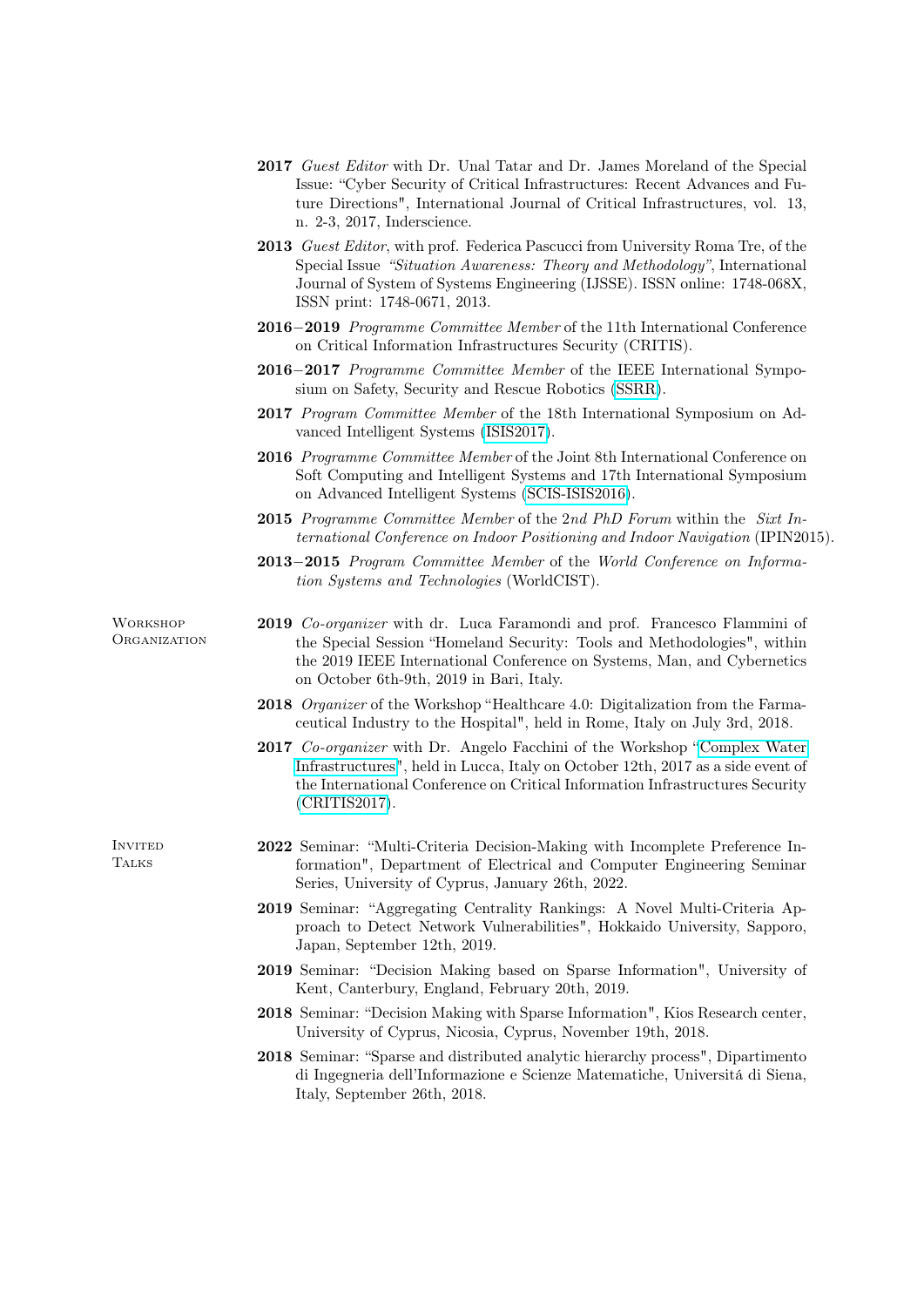**2017** *Guest Editor* with Dr. Unal Tatar and Dr. James Moreland of the Special Issue: "Cyber Security of Critical Infrastructures: Recent Advances and Future Directions", International Journal of Critical Infrastructures, vol. 13, n. 2-3, 2017, Inderscience.

**2013** *Guest Editor*, with prof. Federica Pascucci from University Roma Tre, of the Special Issue *"Situation Awareness: Theory and Methodology"*, International Journal of System of Systems Engineering (IJSSE). ISSN online: 1748-068X, ISSN print: 1748-0671, 2013.

**2016–2019** *Programme Committee Member* of the 11th International Conference on Critical Information Infrastructures Security (CRITIS).

**2016–2017** *Programme Committee Member* of the IEEE International Symposium on Safety, Security and Rescue Robotics (SSRR).

**2017** *Program Committee Member* of the 18th International Symposium on Advanced Intelligent Systems (ISIS2017).

**2016** *Programme Committee Member* of the Joint 8th International Conference on Soft Computing and Intelligent Systems and 17th International Symposium on Advanced Intelligent Systems (SCIS-ISIS2016).

**2015** *Programme Committee Member* of the 2nd *PhD Forum* within the *Sixt International Conference on Indoor Positioning and Indoor Navigation* (IPIN2015).

**2013–2015** *Program Committee Member* of the *World Conference on Information Systems and Technologies* (WorldCIST).

## Workshop Organization

**2019** *Co-organizer* with dr. Luca Faramondi and prof. Francesco Flammini of the Special Session "Homeland Security: Tools and Methodologies", within the 2019 IEEE International Conference on Systems, Man, and Cybernetics on October 6th-9th, 2019 in Bari, Italy.

**2018** *Organizer* of the Workshop "Healthcare 4.0: Digitalization from the Farmaceutical Industry to the Hospital", held in Rome, Italy on July 3rd, 2018.

**2017** *Co-organizer* with Dr. Angelo Facchini of the Workshop "Complex Water Infrastructures", held in Lucca, Italy on October 12th, 2017 as a side event of the International Conference on Critical Information Infrastructures Security (CRITIS2017).

## Invited Talks

**2022** Seminar: "Multi-Criteria Decision-Making with Incomplete Preference Information", Department of Electrical and Computer Engineering Seminar Series, University of Cyprus, January 26th, 2022.

**2019** Seminar: "Aggregating Centrality Rankings: A Novel Multi-Criteria Approach to Detect Network Vulnerabilities", Hokkaido University, Sapporo, Japan, September 12th, 2019.

**2019** Seminar: "Decision Making based on Sparse Information", University of Kent, Canterbury, England, February 20th, 2019.

**2018** Seminar: "Decision Making with Sparse Information", Kios Research center, University of Cyprus, Nicosia, Cyprus, November 19th, 2018.

**2018** Seminar: "Sparse and distributed analytic hierarchy process", Dipartimento di Ingegneria dell'Informazione e Scienze Matematiche, Universitá di Siena, Italy, September 26th, 2018.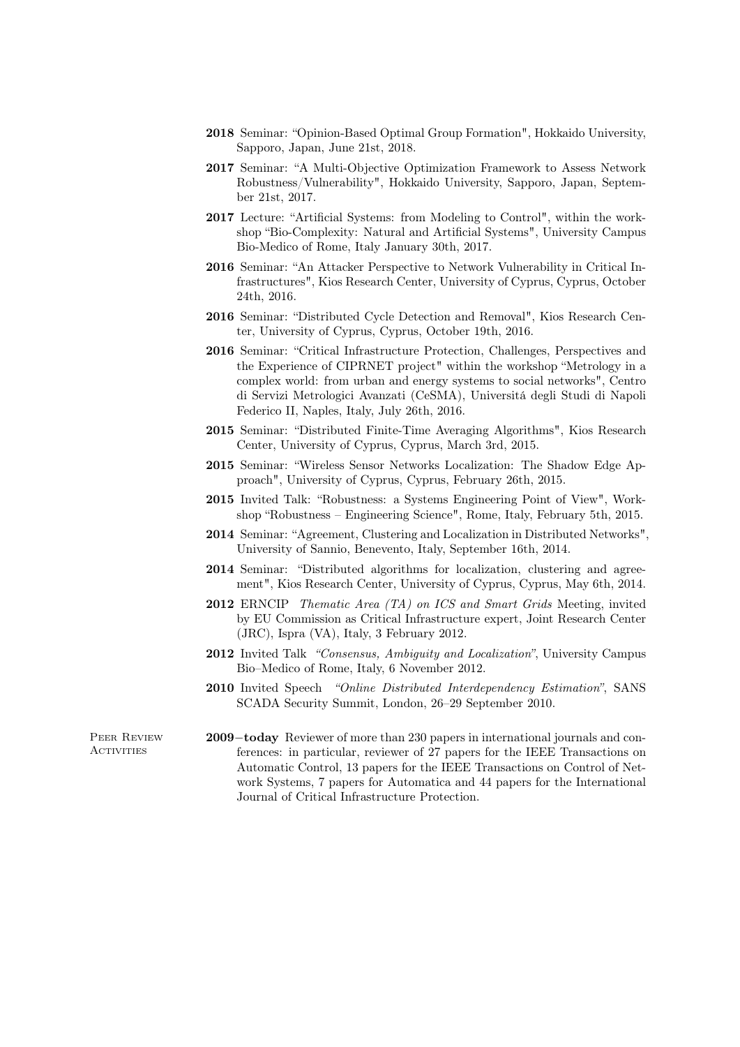**2018** Seminar: "Opinion-Based Optimal Group Formation", Hokkaido University, Sapporo, Japan, June 21st, 2018.

**2017** Seminar: "A Multi-Objective Optimization Framework to Assess Network Robustness/Vulnerability", Hokkaido University, Sapporo, Japan, September 21st, 2017.

**2017** Lecture: "Artificial Systems: from Modeling to Control", within the workshop "Bio-Complexity: Natural and Artificial Systems", University Campus Bio-Medico of Rome, Italy January 30th, 2017.

**2016** Seminar: "An Attacker Perspective to Network Vulnerability in Critical Infrastructures", Kios Research Center, University of Cyprus, Cyprus, October 24th, 2016.

**2016** Seminar: "Distributed Cycle Detection and Removal", Kios Research Center, University of Cyprus, Cyprus, October 19th, 2016.

**2016** Seminar: "Critical Infrastructure Protection, Challenges, Perspectives and the Experience of CIPRNET project" within the workshop "Metrology in a complex world: from urban and energy systems to social networks", Centro di Servizi Metrologici Avanzati (CeSMA), Universitá degli Studi di Napoli Federico II, Naples, Italy, July 26th, 2016.

**2015** Seminar: "Distributed Finite-Time Averaging Algorithms", Kios Research Center, University of Cyprus, Cyprus, March 3rd, 2015.

**2015** Seminar: "Wireless Sensor Networks Localization: The Shadow Edge Approach", University of Cyprus, Cyprus, February 26th, 2015.

**2015** Invited Talk: "Robustness: a Systems Engineering Point of View", Workshop "Robustness – Engineering Science", Rome, Italy, February 5th, 2015.

**2014** Seminar: "Agreement, Clustering and Localization in Distributed Networks", University of Sannio, Benevento, Italy, September 16th, 2014.

**2014** Seminar: "Distributed algorithms for localization, clustering and agreement", Kios Research Center, University of Cyprus, Cyprus, May 6th, 2014.

**2012** ERNCIP *Thematic Area (TA) on ICS and Smart Grids* Meeting, invited by EU Commission as Critical Infrastructure expert, Joint Research Center (JRC), Ispra (VA), Italy, 3 February 2012.

**2012** Invited Talk *"Consensus, Ambiguity and Localization"*, University Campus Bio–Medico of Rome, Italy, 6 November 2012.

**2010** Invited Speech *"Online Distributed Interdependency Estimation"*, SANS SCADA Security Summit, London, 26–29 September 2010.

## Peer Review Activities

**2009–today** Reviewer of more than 230 papers in international journals and conferences: in particular, reviewer of 27 papers for the IEEE Transactions on Automatic Control, 13 papers for the IEEE Transactions on Control of Network Systems, 7 papers for Automatica and 44 papers for the International Journal of Critical Infrastructure Protection.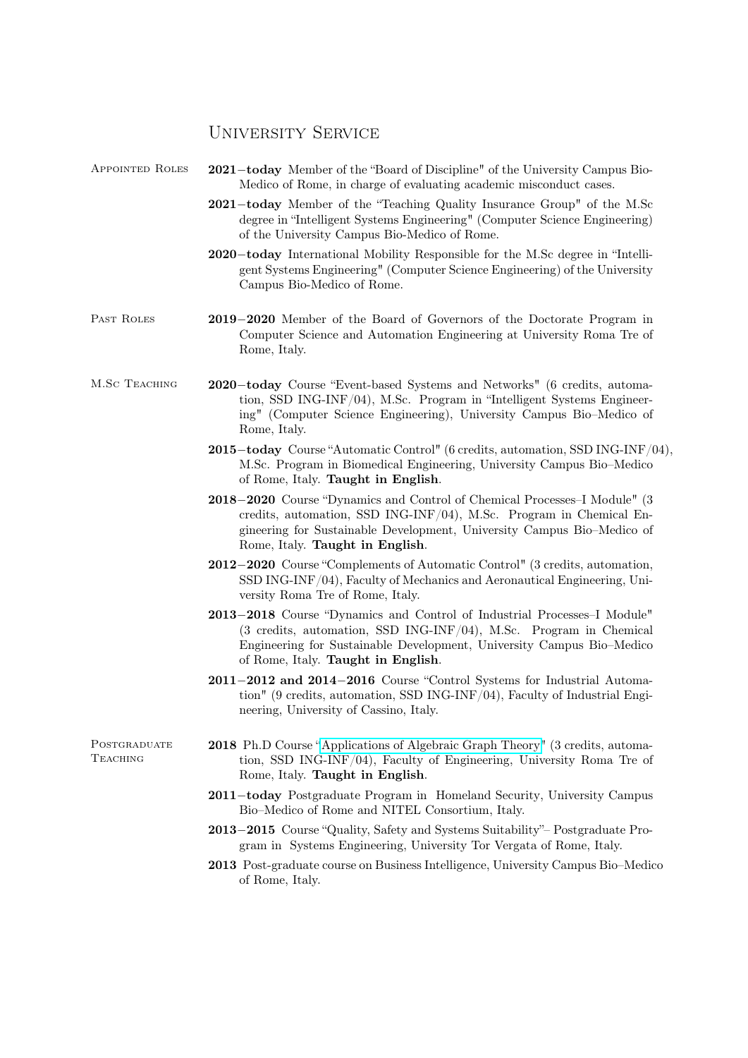## University Service

### Appointed Roles

- **2021–today** Member of the "Board of Discipline" of the University Campus Bio-Medico of Rome, in charge of evaluating academic misconduct cases.
- **2021–today** Member of the "Teaching Quality Insurance Group" of the M.Sc degree in "Intelligent Systems Engineering" (Computer Science Engineering) of the University Campus Bio-Medico of Rome.
- **2020–today** International Mobility Responsible for the M.Sc degree in "Intelligent Systems Engineering" (Computer Science Engineering) of the University Campus Bio-Medico of Rome.

### Past Roles

- **2019–2020** Member of the Board of Governors of the Doctorate Program in Computer Science and Automation Engineering at University Roma Tre of Rome, Italy.

### M.Sc Teaching

- **2020–today** Course "Event-based Systems and Networks" (6 credits, automation, SSD ING-INF/04), M.Sc. Program in "Intelligent Systems Engineering" (Computer Science Engineering), University Campus Bio–Medico of Rome, Italy.
- **2015–today** Course "Automatic Control" (6 credits, automation, SSD ING-INF/04), M.Sc. Program in Biomedical Engineering, University Campus Bio–Medico of Rome, Italy. **Taught in English**.
- **2018–2020** Course "Dynamics and Control of Chemical Processes–I Module" (3 credits, automation, SSD ING-INF/04), M.Sc. Program in Chemical Engineering for Sustainable Development, University Campus Bio–Medico of Rome, Italy. **Taught in English**.
- **2012–2020** Course "Complements of Automatic Control" (3 credits, automation, SSD ING-INF/04), Faculty of Mechanics and Aeronautical Engineering, University Roma Tre of Rome, Italy.
- **2013–2018** Course "Dynamics and Control of Industrial Processes–I Module" (3 credits, automation, SSD ING-INF/04), M.Sc. Program in Chemical Engineering for Sustainable Development, University Campus Bio–Medico of Rome, Italy. **Taught in English**.
- **2011–2012 and 2014–2016** Course "Control Systems for Industrial Automation" (9 credits, automation, SSD ING-INF/04), Faculty of Industrial Engineering, University of Cassino, Italy.

### Postgraduate Teaching

- **2018** Ph.D Course "Applications of Algebraic Graph Theory" (3 credits, automation, SSD ING-INF/04), Faculty of Engineering, University Roma Tre of Rome, Italy. **Taught in English**.
- **2011–today** Postgraduate Program in Homeland Security, University Campus Bio–Medico of Rome and NITEL Consortium, Italy.
- **2013–2015** Course "Quality, Safety and Systems Suitability"– Postgraduate Program in Systems Engineering, University Tor Vergata of Rome, Italy.
- **2013** Post-graduate course on Business Intelligence, University Campus Bio–Medico of Rome, Italy.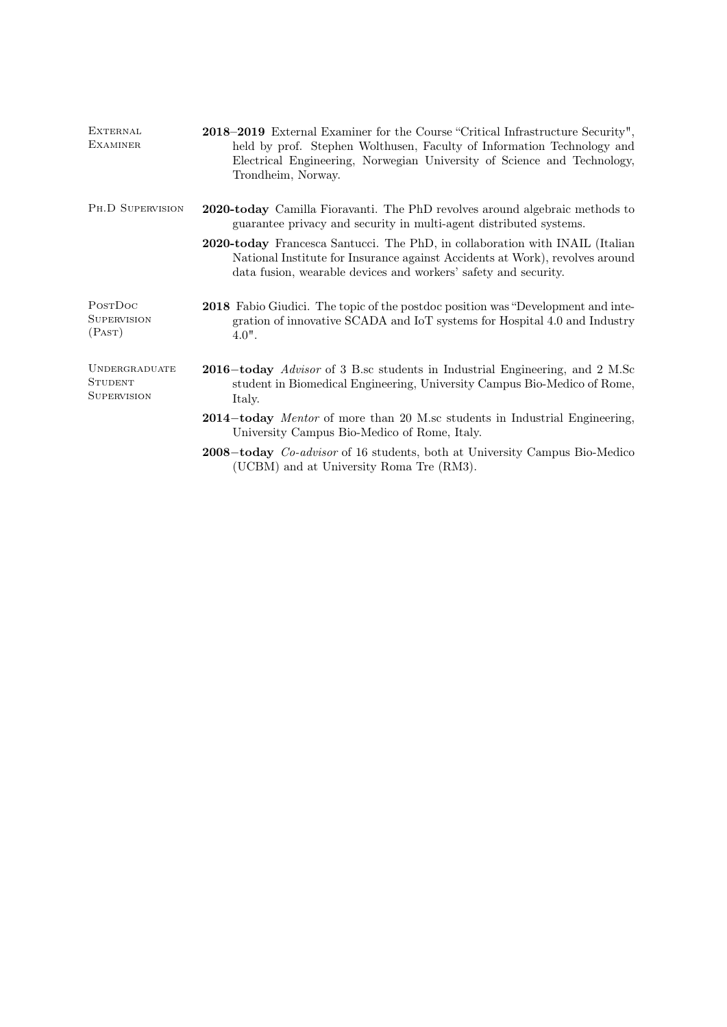## External Examiner

**2018–2019** External Examiner for the Course "Critical Infrastructure Security", held by prof. Stephen Wolthusen, Faculty of Information Technology and Electrical Engineering, Norwegian University of Science and Technology, Trondheim, Norway.

## Ph.D Supervision

**2020-today** Camilla Fioravanti. The PhD revolves around algebraic methods to guarantee privacy and security in multi-agent distributed systems.

**2020-today** Francesca Santucci. The PhD, in collaboration with INAIL (Italian National Institute for Insurance against Accidents at Work), revolves around data fusion, wearable devices and workers' safety and security.

## PostDoc Supervision (Past)

**2018** Fabio Giudici. The topic of the postdoc position was "Development and integration of innovative SCADA and IoT systems for Hospital 4.0 and Industry 4.0".

## Undergraduate Student Supervision

**2016–today** *Advisor* of 3 B.sc students in Industrial Engineering, and 2 M.Sc student in Biomedical Engineering, University Campus Bio-Medico of Rome, Italy.

**2014–today** *Mentor* of more than 20 M.sc students in Industrial Engineering, University Campus Bio-Medico of Rome, Italy.

**2008–today** *Co-advisor* of 16 students, both at University Campus Bio-Medico (UCBM) and at University Roma Tre (RM3).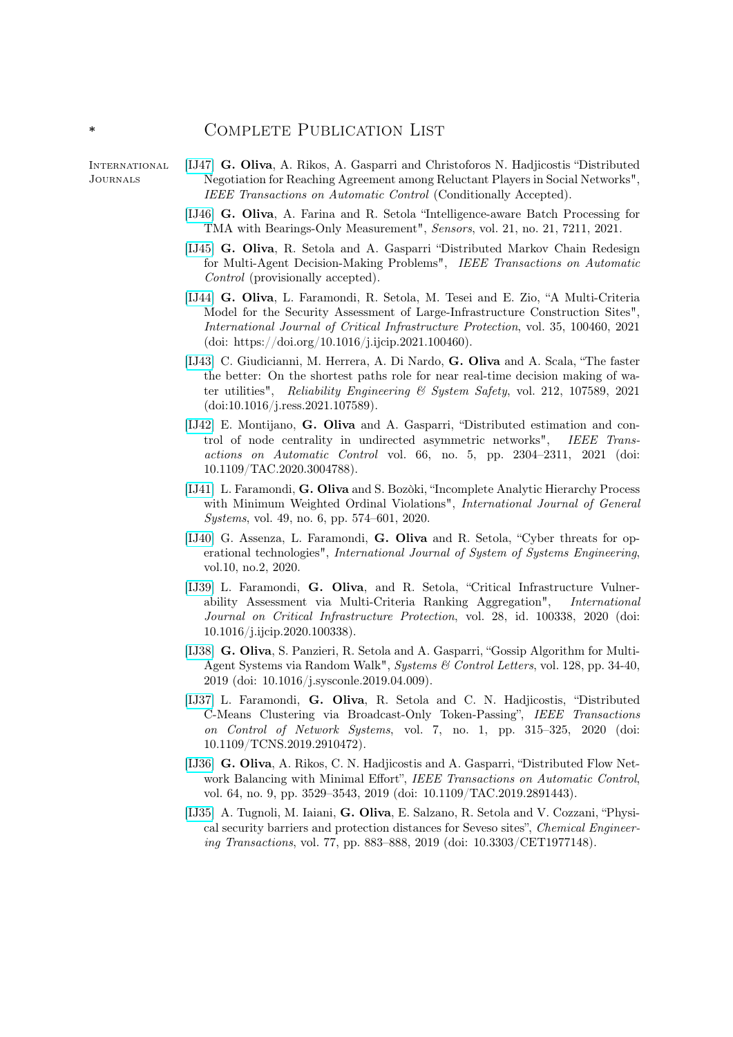## * Complete Publication List

**International Journals**

[IJ47] **G. Oliva**, A. Rikos, A. Gasparri and Christoforos N. Hadjicostis "Distributed Negotiation for Reaching Agreement among Reluctant Players in Social Networks", *IEEE Transactions on Automatic Control* (Conditionally Accepted).

[IJ46] **G. Oliva**, A. Farina and R. Setola "Intelligence-aware Batch Processing for TMA with Bearings-Only Measurement", *Sensors*, vol. 21, no. 21, 7211, 2021.

[IJ45] **G. Oliva**, R. Setola and A. Gasparri "Distributed Markov Chain Redesign for Multi-Agent Decision-Making Problems", *IEEE Transactions on Automatic Control* (provisionally accepted).

[IJ44] **G. Oliva**, L. Faramondi, R. Setola, M. Tesei and E. Zio, "A Multi-Criteria Model for the Security Assessment of Large-Infrastructure Construction Sites", *International Journal of Critical Infrastructure Protection*, vol. 35, 100460, 2021 (doi: https://doi.org/10.1016/j.ijcip.2021.100460).

[IJ43] C. Giudicianni, M. Herrera, A. Di Nardo, **G. Oliva** and A. Scala, "The faster the better: On the shortest paths role for near real-time decision making of water utilities", *Reliability Engineering & System Safety*, vol. 212, 107589, 2021 (doi:10.1016/j.ress.2021.107589).

[IJ42] E. Montijano, **G. Oliva** and A. Gasparri, "Distributed estimation and control of node centrality in undirected asymmetric networks", *IEEE Transactions on Automatic Control* vol. 66, no. 5, pp. 2304–2311, 2021 (doi: 10.1109/TAC.2020.3004788).

[IJ41] L. Faramondi, **G. Oliva** and S. Bozòki, "Incomplete Analytic Hierarchy Process with Minimum Weighted Ordinal Violations", *International Journal of General Systems*, vol. 49, no. 6, pp. 574–601, 2020.

[IJ40] G. Assenza, L. Faramondi, **G. Oliva** and R. Setola, "Cyber threats for operational technologies", *International Journal of System of Systems Engineering*, vol.10, no.2, 2020.

[IJ39] L. Faramondi, **G. Oliva**, and R. Setola, "Critical Infrastructure Vulnerability Assessment via Multi-Criteria Ranking Aggregation", *International Journal on Critical Infrastructure Protection*, vol. 28, id. 100338, 2020 (doi: 10.1016/j.ijcip.2020.100338).

[IJ38] **G. Oliva**, S. Panzieri, R. Setola and A. Gasparri, "Gossip Algorithm for Multi-Agent Systems via Random Walk", *Systems & Control Letters*, vol. 128, pp. 34-40, 2019 (doi: 10.1016/j.sysconle.2019.04.009).

[IJ37] L. Faramondi, **G. Oliva**, R. Setola and C. N. Hadjicostis, "Distributed C-Means Clustering via Broadcast-Only Token-Passing", *IEEE Transactions on Control of Network Systems*, vol. 7, no. 1, pp. 315–325, 2020 (doi: 10.1109/TCNS.2019.2910472).

[IJ36] **G. Oliva**, A. Rikos, C. N. Hadjicostis and A. Gasparri, "Distributed Flow Network Balancing with Minimal Effort", *IEEE Transactions on Automatic Control*, vol. 64, no. 9, pp. 3529–3543, 2019 (doi: 10.1109/TAC.2019.2891443).

[IJ35] A. Tugnoli, M. Iaiani, **G. Oliva**, E. Salzano, R. Setola and V. Cozzani, "Physical security barriers and protection distances for Seveso sites", *Chemical Engineering Transactions*, vol. 77, pp. 883–888, 2019 (doi: 10.3303/CET1977148).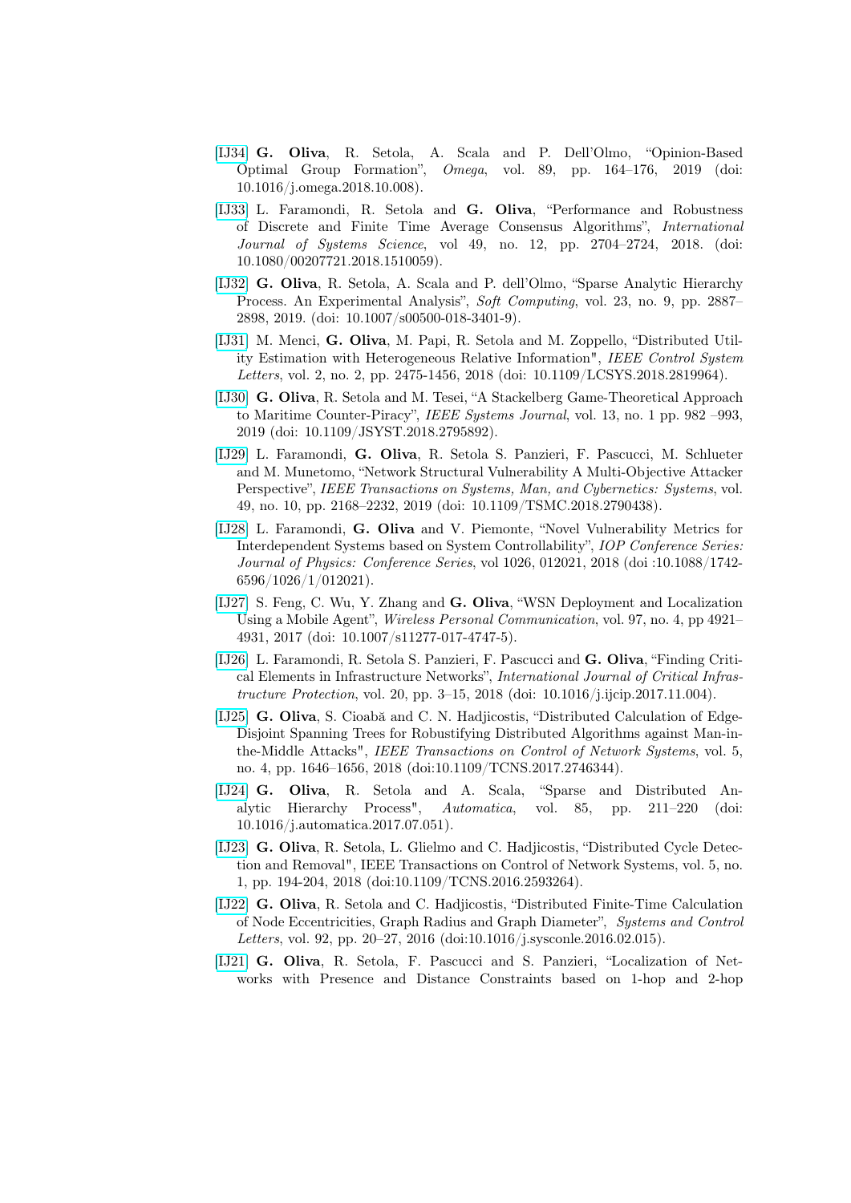[IJ34] **G. Oliva**, R. Setola, A. Scala and P. Dell'Olmo, "Opinion-Based Optimal Group Formation", *Omega*, vol. 89, pp. 164–176, 2019 (doi: 10.1016/j.omega.2018.10.008).

[IJ33] L. Faramondi, R. Setola and **G. Oliva**, "Performance and Robustness of Discrete and Finite Time Average Consensus Algorithms", *International Journal of Systems Science*, vol 49, no. 12, pp. 2704–2724, 2018. (doi: 10.1080/00207721.2018.1510059).

[IJ32] **G. Oliva**, R. Setola, A. Scala and P. dell'Olmo, "Sparse Analytic Hierarchy Process. An Experimental Analysis", *Soft Computing*, vol. 23, no. 9, pp. 2887–2898, 2019. (doi: 10.1007/s00500-018-3401-9).

[IJ31] M. Menci, **G. Oliva**, M. Papi, R. Setola and M. Zoppello, "Distributed Utility Estimation with Heterogeneous Relative Information", *IEEE Control System Letters*, vol. 2, no. 2, pp. 2475-1456, 2018 (doi: 10.1109/LCSYS.2018.2819964).

[IJ30] **G. Oliva**, R. Setola and M. Tesei, "A Stackelberg Game-Theoretical Approach to Maritime Counter-Piracy", *IEEE Systems Journal*, vol. 13, no. 1 pp. 982 –993, 2019 (doi: 10.1109/JSYST.2018.2795892).

[IJ29] L. Faramondi, **G. Oliva**, R. Setola S. Panzieri, F. Pascucci, M. Schlueter and M. Munetomo, "Network Structural Vulnerability A Multi-Objective Attacker Perspective", *IEEE Transactions on Systems, Man, and Cybernetics: Systems*, vol. 49, no. 10, pp. 2168–2232, 2019 (doi: 10.1109/TSMC.2018.2790438).

[IJ28] L. Faramondi, **G. Oliva** and V. Piemonte, "Novel Vulnerability Metrics for Interdependent Systems based on System Controllability", *IOP Conference Series: Journal of Physics: Conference Series*, vol 1026, 012021, 2018 (doi :10.1088/1742-6596/1026/1/012021).

[IJ27] S. Feng, C. Wu, Y. Zhang and **G. Oliva**, "WSN Deployment and Localization Using a Mobile Agent", *Wireless Personal Communication*, vol. 97, no. 4, pp 4921–4931, 2017 (doi: 10.1007/s11277-017-4747-5).

[IJ26] L. Faramondi, R. Setola S. Panzieri, F. Pascucci and **G. Oliva**, "Finding Critical Elements in Infrastructure Networks", *International Journal of Critical Infrastructure Protection*, vol. 20, pp. 3–15, 2018 (doi: 10.1016/j.ijcip.2017.11.004).

[IJ25] **G. Oliva**, S. Cioabă and C. N. Hadjicostis, "Distributed Calculation of Edge-Disjoint Spanning Trees for Robustifying Distributed Algorithms against Man-in-the-Middle Attacks", *IEEE Transactions on Control of Network Systems*, vol. 5, no. 4, pp. 1646–1656, 2018 (doi:10.1109/TCNS.2017.2746344).

[IJ24] **G. Oliva**, R. Setola and A. Scala, "Sparse and Distributed Analytic Hierarchy Process", *Automatica*, vol. 85, pp. 211–220 (doi: 10.1016/j.automatica.2017.07.051).

[IJ23] **G. Oliva**, R. Setola, L. Glielmo and C. Hadjicostis, "Distributed Cycle Detection and Removal", IEEE Transactions on Control of Network Systems, vol. 5, no. 1, pp. 194-204, 2018 (doi:10.1109/TCNS.2016.2593264).

[IJ22] **G. Oliva**, R. Setola and C. Hadjicostis, "Distributed Finite-Time Calculation of Node Eccentricities, Graph Radius and Graph Diameter", *Systems and Control Letters*, vol. 92, pp. 20–27, 2016 (doi:10.1016/j.sysconle.2016.02.015).

[IJ21] **G. Oliva**, R. Setola, F. Pascucci and S. Panzieri, "Localization of Networks with Presence and Distance Constraints based on 1-hop and 2-hop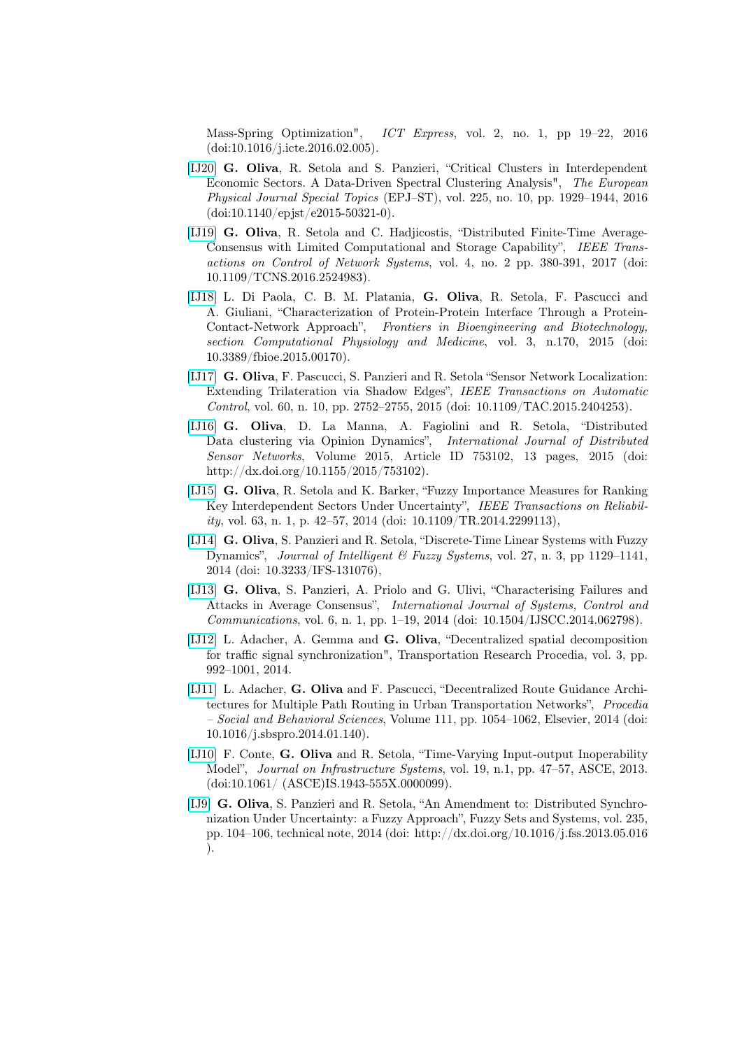Mass-Spring Optimization", *ICT Express*, vol. 2, no. 1, pp 19–22, 2016 (doi:10.1016/j.icte.2016.02.005).

[IJ20] **G. Oliva**, R. Setola and S. Panzieri, "Critical Clusters in Interdependent Economic Sectors. A Data-Driven Spectral Clustering Analysis", *The European Physical Journal Special Topics* (EPJ–ST), vol. 225, no. 10, pp. 1929–1944, 2016 (doi:10.1140/epjst/e2015-50321-0).

[IJ19] **G. Oliva**, R. Setola and C. Hadjicostis, "Distributed Finite-Time Average-Consensus with Limited Computational and Storage Capability", *IEEE Transactions on Control of Network Systems*, vol. 4, no. 2 pp. 380-391, 2017 (doi: 10.1109/TCNS.2016.2524983).

[IJ18] L. Di Paola, C. B. M. Platania, **G. Oliva**, R. Setola, F. Pascucci and A. Giuliani, "Characterization of Protein-Protein Interface Through a Protein-Contact-Network Approach", *Frontiers in Bioengineering and Biotechnology, section Computational Physiology and Medicine*, vol. 3, n.170, 2015 (doi: 10.3389/fbioe.2015.00170).

[IJ17] **G. Oliva**, F. Pascucci, S. Panzieri and R. Setola "Sensor Network Localization: Extending Trilateration via Shadow Edges", *IEEE Transactions on Automatic Control*, vol. 60, n. 10, pp. 2752–2755, 2015 (doi: 10.1109/TAC.2015.2404253).

[IJ16] **G. Oliva**, D. La Manna, A. Fagiolini and R. Setola, "Distributed Data clustering via Opinion Dynamics", *International Journal of Distributed Sensor Networks*, Volume 2015, Article ID 753102, 13 pages, 2015 (doi: http://dx.doi.org/10.1155/2015/753102).

[IJ15] **G. Oliva**, R. Setola and K. Barker, "Fuzzy Importance Measures for Ranking Key Interdependent Sectors Under Uncertainty", *IEEE Transactions on Reliability*, vol. 63, n. 1, p. 42–57, 2014 (doi: 10.1109/TR.2014.2299113),

[IJ14] **G. Oliva**, S. Panzieri and R. Setola, "Discrete-Time Linear Systems with Fuzzy Dynamics", *Journal of Intelligent & Fuzzy Systems*, vol. 27, n. 3, pp 1129–1141, 2014 (doi: 10.3233/IFS-131076),

[IJ13] **G. Oliva**, S. Panzieri, A. Priolo and G. Ulivi, "Characterising Failures and Attacks in Average Consensus", *International Journal of Systems, Control and Communications*, vol. 6, n. 1, pp. 1–19, 2014 (doi: 10.1504/IJSCC.2014.062798).

[IJ12] L. Adacher, A. Gemma and **G. Oliva**, "Decentralized spatial decomposition for traffic signal synchronization", Transportation Research Procedia, vol. 3, pp. 992–1001, 2014.

[IJ11] L. Adacher, **G. Oliva** and F. Pascucci, "Decentralized Route Guidance Architectures for Multiple Path Routing in Urban Transportation Networks", *Procedia – Social and Behavioral Sciences*, Volume 111, pp. 1054–1062, Elsevier, 2014 (doi: 10.1016/j.sbspro.2014.01.140).

[IJ10] F. Conte, **G. Oliva** and R. Setola, "Time-Varying Input-output Inoperability Model", *Journal on Infrastructure Systems*, vol. 19, n.1, pp. 47–57, ASCE, 2013. (doi:10.1061/ (ASCE)IS.1943-555X.0000099).

[IJ9] **G. Oliva**, S. Panzieri and R. Setola, "An Amendment to: Distributed Synchronization Under Uncertainty: a Fuzzy Approach", Fuzzy Sets and Systems, vol. 235, pp. 104–106, technical note, 2014 (doi: http://dx.doi.org/10.1016/j.fss.2013.05.016 ).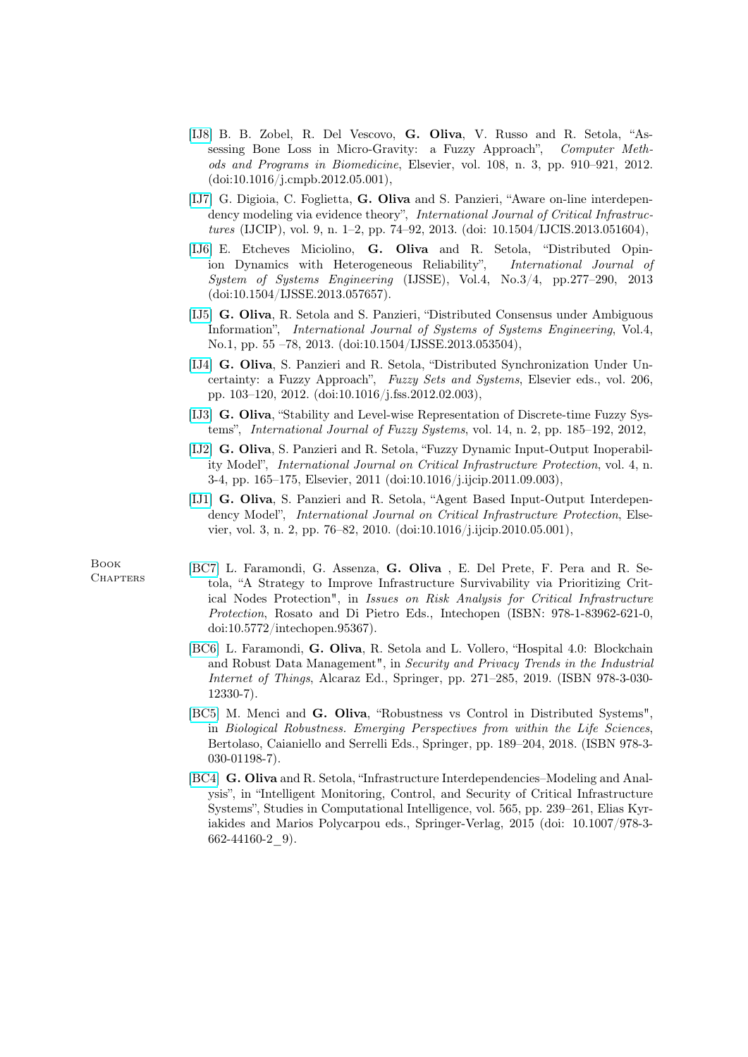[IJ8] B. B. Zobel, R. Del Vescovo, **G. Oliva**, V. Russo and R. Setola, "Assessing Bone Loss in Micro-Gravity: a Fuzzy Approach", *Computer Methods and Programs in Biomedicine*, Elsevier, vol. 108, n. 3, pp. 910–921, 2012. (doi:10.1016/j.cmpb.2012.05.001),

[IJ7] G. Digioia, C. Foglietta, **G. Oliva** and S. Panzieri, "Aware on-line interdependency modeling via evidence theory", *International Journal of Critical Infrastructures* (IJCIP), vol. 9, n. 1–2, pp. 74–92, 2013. (doi: 10.1504/IJCIS.2013.051604),

[IJ6] E. Etcheves Miciolino, **G. Oliva** and R. Setola, "Distributed Opinion Dynamics with Heterogeneous Reliability", *International Journal of System of Systems Engineering* (IJSSE), Vol.4, No.3/4, pp.277–290, 2013 (doi:10.1504/IJSSE.2013.057657).

[IJ5] **G. Oliva**, R. Setola and S. Panzieri, "Distributed Consensus under Ambiguous Information", *International Journal of Systems of Systems Engineering*, Vol.4, No.1, pp. 55 –78, 2013. (doi:10.1504/IJSSE.2013.053504),

[IJ4] **G. Oliva**, S. Panzieri and R. Setola, "Distributed Synchronization Under Uncertainty: a Fuzzy Approach", *Fuzzy Sets and Systems*, Elsevier eds., vol. 206, pp. 103–120, 2012. (doi:10.1016/j.fss.2012.02.003),

[IJ3] **G. Oliva**, "Stability and Level-wise Representation of Discrete-time Fuzzy Systems", *International Journal of Fuzzy Systems*, vol. 14, n. 2, pp. 185–192, 2012,

[IJ2] **G. Oliva**, S. Panzieri and R. Setola, "Fuzzy Dynamic Input-Output Inoperability Model", *International Journal on Critical Infrastructure Protection*, vol. 4, n. 3-4, pp. 165–175, Elsevier, 2011 (doi:10.1016/j.ijcip.2011.09.003),

[IJ1] **G. Oliva**, S. Panzieri and R. Setola, "Agent Based Input-Output Interdependency Model", *International Journal on Critical Infrastructure Protection*, Elsevier, vol. 3, n. 2, pp. 76–82, 2010. (doi:10.1016/j.ijcip.2010.05.001),

## Book Chapters

[BC7] L. Faramondi, G. Assenza, **G. Oliva** , E. Del Prete, F. Pera and R. Setola, "A Strategy to Improve Infrastructure Survivability via Prioritizing Critical Nodes Protection", in *Issues on Risk Analysis for Critical Infrastructure Protection*, Rosato and Di Pietro Eds., Intechopen (ISBN: 978-1-83962-621-0, doi:10.5772/intechopen.95367).

[BC6] L. Faramondi, **G. Oliva**, R. Setola and L. Vollero, "Hospital 4.0: Blockchain and Robust Data Management", in *Security and Privacy Trends in the Industrial Internet of Things*, Alcaraz Ed., Springer, pp. 271–285, 2019. (ISBN 978-3-030-12330-7).

[BC5] M. Menci and **G. Oliva**, "Robustness vs Control in Distributed Systems", in *Biological Robustness. Emerging Perspectives from within the Life Sciences*, Bertolaso, Caianiello and Serrelli Eds., Springer, pp. 189–204, 2018. (ISBN 978-3-030-01198-7).

[BC4] **G. Oliva** and R. Setola, "Infrastructure Interdependencies–Modeling and Analysis", in "Intelligent Monitoring, Control, and Security of Critical Infrastructure Systems", Studies in Computational Intelligence, vol. 565, pp. 239–261, Elias Kyriakides and Marios Polycarpou eds., Springer-Verlag, 2015 (doi: 10.1007/978-3-662-44160-2_9).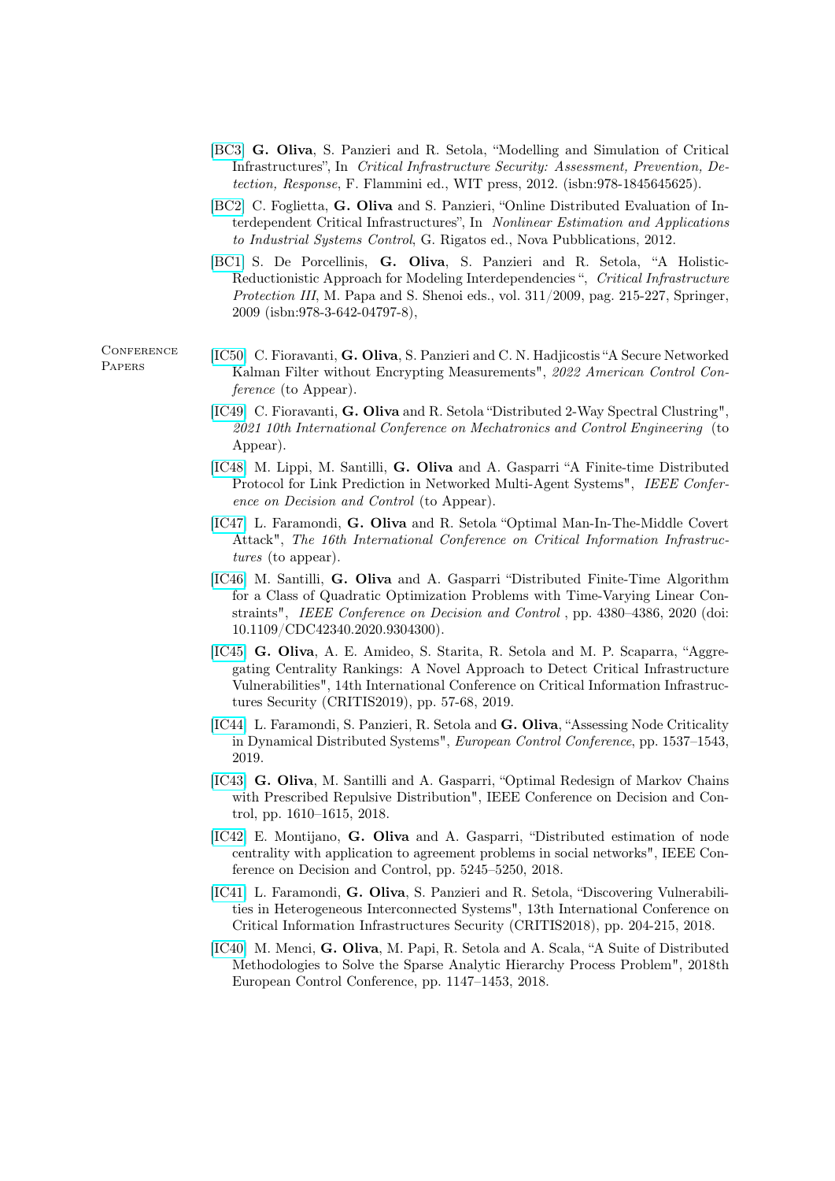[BC3] **G. Oliva**, S. Panzieri and R. Setola, "Modelling and Simulation of Critical Infrastructures", In *Critical Infrastructure Security: Assessment, Prevention, Detection, Response*, F. Flammini ed., WIT press, 2012. (isbn:978-1845645625).

[BC2] C. Foglietta, **G. Oliva** and S. Panzieri, "Online Distributed Evaluation of Interdependent Critical Infrastructures", In *Nonlinear Estimation and Applications to Industrial Systems Control*, G. Rigatos ed., Nova Pubblications, 2012.

[BC1] S. De Porcellinis, **G. Oliva**, S. Panzieri and R. Setola, "A Holistic-Reductionistic Approach for Modeling Interdependencies ", *Critical Infrastructure Protection III*, M. Papa and S. Shenoi eds., vol. 311/2009, pag. 215-227, Springer, 2009 (isbn:978-3-642-04797-8),

## Conference Papers

[IC50] C. Fioravanti, **G. Oliva**, S. Panzieri and C. N. Hadjicostis "A Secure Networked Kalman Filter without Encrypting Measurements", *2022 American Control Conference* (to Appear).

[IC49] C. Fioravanti, **G. Oliva** and R. Setola "Distributed 2-Way Spectral Clustring", *2021 10th International Conference on Mechatronics and Control Engineering* (to Appear).

[IC48] M. Lippi, M. Santilli, **G. Oliva** and A. Gasparri "A Finite-time Distributed Protocol for Link Prediction in Networked Multi-Agent Systems", *IEEE Conference on Decision and Control* (to Appear).

[IC47] L. Faramondi, **G. Oliva** and R. Setola "Optimal Man-In-The-Middle Covert Attack", *The 16th International Conference on Critical Information Infrastructures* (to appear).

[IC46] M. Santilli, **G. Oliva** and A. Gasparri "Distributed Finite-Time Algorithm for a Class of Quadratic Optimization Problems with Time-Varying Linear Constraints", *IEEE Conference on Decision and Control* , pp. 4380–4386, 2020 (doi: 10.1109/CDC42340.2020.9304300).

[IC45] **G. Oliva**, A. E. Amideo, S. Starita, R. Setola and M. P. Scaparra, "Aggregating Centrality Rankings: A Novel Approach to Detect Critical Infrastructure Vulnerabilities", 14th International Conference on Critical Information Infrastructures Security (CRITIS2019), pp. 57-68, 2019.

[IC44] L. Faramondi, S. Panzieri, R. Setola and **G. Oliva**, "Assessing Node Criticality in Dynamical Distributed Systems", *European Control Conference*, pp. 1537–1543, 2019.

[IC43] **G. Oliva**, M. Santilli and A. Gasparri, "Optimal Redesign of Markov Chains with Prescribed Repulsive Distribution", IEEE Conference on Decision and Control, pp. 1610–1615, 2018.

[IC42] E. Montijano, **G. Oliva** and A. Gasparri, "Distributed estimation of node centrality with application to agreement problems in social networks", IEEE Conference on Decision and Control, pp. 5245–5250, 2018.

[IC41] L. Faramondi, **G. Oliva**, S. Panzieri and R. Setola, "Discovering Vulnerabilities in Heterogeneous Interconnected Systems", 13th International Conference on Critical Information Infrastructures Security (CRITIS2018), pp. 204-215, 2018.

[IC40] M. Menci, **G. Oliva**, M. Papi, R. Setola and A. Scala, "A Suite of Distributed Methodologies to Solve the Sparse Analytic Hierarchy Process Problem", 2018th European Control Conference, pp. 1147–1453, 2018.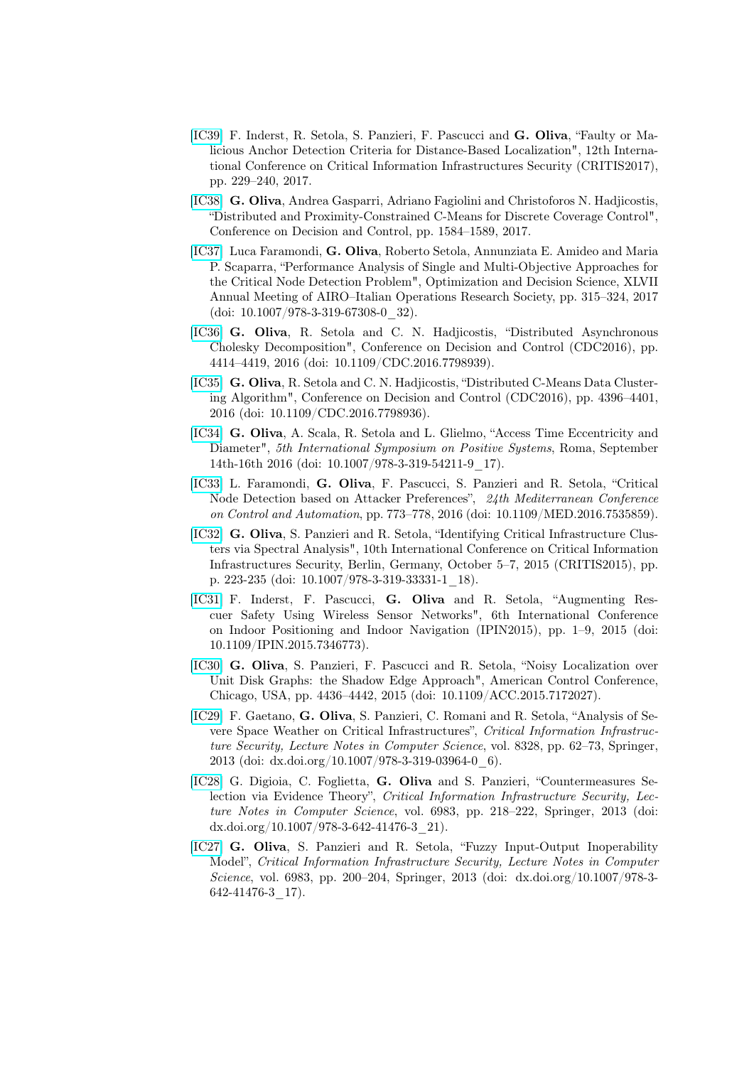[IC39] F. Inderst, R. Setola, S. Panzieri, F. Pascucci and **G. Oliva**, "Faulty or Malicious Anchor Detection Criteria for Distance-Based Localization", 12th International Conference on Critical Information Infrastructures Security (CRITIS2017), pp. 229–240, 2017.

[IC38] **G. Oliva**, Andrea Gasparri, Adriano Fagiolini and Christoforos N. Hadjicostis, "Distributed and Proximity-Constrained C-Means for Discrete Coverage Control", Conference on Decision and Control, pp. 1584–1589, 2017.

[IC37] Luca Faramondi, **G. Oliva**, Roberto Setola, Annunziata E. Amideo and Maria P. Scaparra, "Performance Analysis of Single and Multi-Objective Approaches for the Critical Node Detection Problem", Optimization and Decision Science, XLVII Annual Meeting of AIRO–Italian Operations Research Society, pp. 315–324, 2017 (doi: 10.1007/978-3-319-67308-0_32).

[IC36] **G. Oliva**, R. Setola and C. N. Hadjicostis, "Distributed Asynchronous Cholesky Decomposition", Conference on Decision and Control (CDC2016), pp. 4414–4419, 2016 (doi: 10.1109/CDC.2016.7798939).

[IC35] **G. Oliva**, R. Setola and C. N. Hadjicostis, "Distributed C-Means Data Clustering Algorithm", Conference on Decision and Control (CDC2016), pp. 4396–4401, 2016 (doi: 10.1109/CDC.2016.7798936).

[IC34] **G. Oliva**, A. Scala, R. Setola and L. Glielmo, "Access Time Eccentricity and Diameter", *5th International Symposium on Positive Systems*, Roma, September 14th-16th 2016 (doi: 10.1007/978-3-319-54211-9_17).

[IC33] L. Faramondi, **G. Oliva**, F. Pascucci, S. Panzieri and R. Setola, "Critical Node Detection based on Attacker Preferences", *24th Mediterranean Conference on Control and Automation*, pp. 773–778, 2016 (doi: 10.1109/MED.2016.7535859).

[IC32] **G. Oliva**, S. Panzieri and R. Setola, "Identifying Critical Infrastructure Clusters via Spectral Analysis", 10th International Conference on Critical Information Infrastructures Security, Berlin, Germany, October 5–7, 2015 (CRITIS2015), pp. p. 223-235 (doi: 10.1007/978-3-319-33331-1_18).

[IC31] F. Inderst, F. Pascucci, **G. Oliva** and R. Setola, "Augmenting Rescuer Safety Using Wireless Sensor Networks", 6th International Conference on Indoor Positioning and Indoor Navigation (IPIN2015), pp. 1–9, 2015 (doi: 10.1109/IPIN.2015.7346773).

[IC30] **G. Oliva**, S. Panzieri, F. Pascucci and R. Setola, "Noisy Localization over Unit Disk Graphs: the Shadow Edge Approach", American Control Conference, Chicago, USA, pp. 4436–4442, 2015 (doi: 10.1109/ACC.2015.7172027).

[IC29] F. Gaetano, **G. Oliva**, S. Panzieri, C. Romani and R. Setola, "Analysis of Severe Space Weather on Critical Infrastructures", *Critical Information Infrastructure Security, Lecture Notes in Computer Science*, vol. 8328, pp. 62–73, Springer, 2013 (doi: dx.doi.org/10.1007/978-3-319-03964-0_6).

[IC28] G. Digioia, C. Foglietta, **G. Oliva** and S. Panzieri, "Countermeasures Selection via Evidence Theory", *Critical Information Infrastructure Security, Lecture Notes in Computer Science*, vol. 6983, pp. 218–222, Springer, 2013 (doi: dx.doi.org/10.1007/978-3-642-41476-3_21).

[IC27] **G. Oliva**, S. Panzieri and R. Setola, "Fuzzy Input-Output Inoperability Model", *Critical Information Infrastructure Security, Lecture Notes in Computer Science*, vol. 6983, pp. 200–204, Springer, 2013 (doi: dx.doi.org/10.1007/978-3-642-41476-3_17).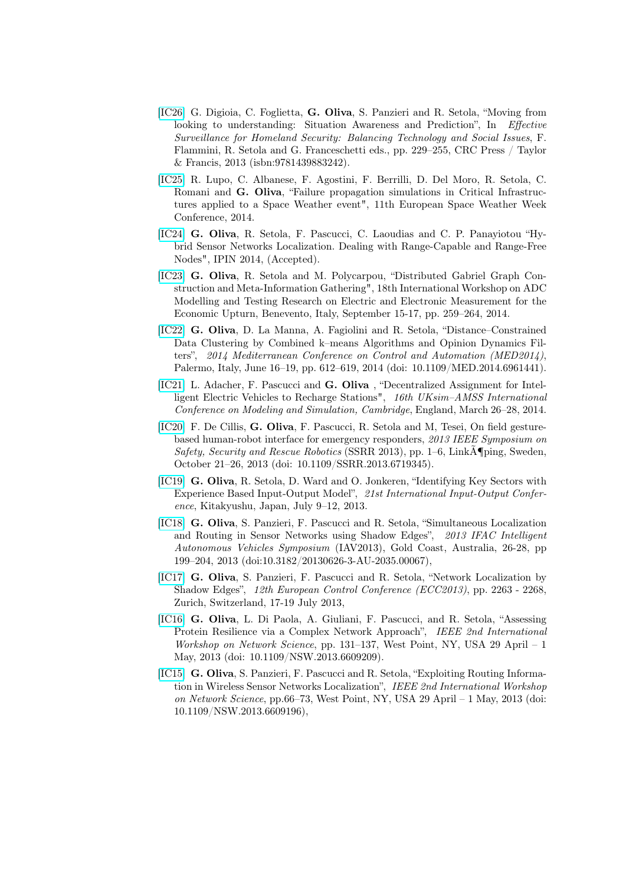[IC26] G. Digioia, C. Foglietta, **G. Oliva**, S. Panzieri and R. Setola, "Moving from looking to understanding: Situation Awareness and Prediction", In *Effective Surveillance for Homeland Security: Balancing Technology and Social Issues*, F. Flammini, R. Setola and G. Franceschetti eds., pp. 229–255, CRC Press / Taylor & Francis, 2013 (isbn:9781439883242).

[IC25] R. Lupo, C. Albanese, F. Agostini, F. Berrilli, D. Del Moro, R. Setola, C. Romani and **G. Oliva**, "Failure propagation simulations in Critical Infrastructures applied to a Space Weather event", 11th European Space Weather Week Conference, 2014.

[IC24] **G. Oliva**, R. Setola, F. Pascucci, C. Laoudias and C. P. Panayiotou "Hybrid Sensor Networks Localization. Dealing with Range-Capable and Range-Free Nodes", IPIN 2014, (Accepted).

[IC23] **G. Oliva**, R. Setola and M. Polycarpou, "Distributed Gabriel Graph Construction and Meta-Information Gathering", 18th International Workshop on ADC Modelling and Testing Research on Electric and Electronic Measurement for the Economic Upturn, Benevento, Italy, September 15-17, pp. 259–264, 2014.

[IC22] **G. Oliva**, D. La Manna, A. Fagiolini and R. Setola, "Distance–Constrained Data Clustering by Combined k–means Algorithms and Opinion Dynamics Filters", *2014 Mediterranean Conference on Control and Automation (MED2014)*, Palermo, Italy, June 16–19, pp. 612–619, 2014 (doi: 10.1109/MED.2014.6961441).

[IC21] L. Adacher, F. Pascucci and **G. Oliva** , "Decentralized Assignment for Intelligent Electric Vehicles to Recharge Stations", *16th UKsim–AMSS International Conference on Modeling and Simulation, Cambridge*, England, March 26–28, 2014.

[IC20] F. De Cillis, **G. Oliva**, F. Pascucci, R. Setola and M, Tesei, On field gesture-based human-robot interface for emergency responders, *2013 IEEE Symposium on Safety, Security and Rescue Robotics* (SSRR 2013), pp. 1–6, LinkÃ¶ping, Sweden, October 21–26, 2013 (doi: 10.1109/SSRR.2013.6719345).

[IC19] **G. Oliva**, R. Setola, D. Ward and O. Jonkeren, "Identifying Key Sectors with Experience Based Input-Output Model", *21st International Input-Output Conference*, Kitakyushu, Japan, July 9–12, 2013.

[IC18] **G. Oliva**, S. Panzieri, F. Pascucci and R. Setola, "Simultaneous Localization and Routing in Sensor Networks using Shadow Edges", *2013 IFAC Intelligent Autonomous Vehicles Symposium* (IAV2013), Gold Coast, Australia, 26-28, pp 199–204, 2013 (doi:10.3182/20130626-3-AU-2035.00067),

[IC17] **G. Oliva**, S. Panzieri, F. Pascucci and R. Setola, "Network Localization by Shadow Edges", *12th European Control Conference (ECC2013)*, pp. 2263 - 2268, Zurich, Switzerland, 17-19 July 2013,

[IC16] **G. Oliva**, L. Di Paola, A. Giuliani, F. Pascucci, and R. Setola, "Assessing Protein Resilience via a Complex Network Approach", *IEEE 2nd International Workshop on Network Science*, pp. 131–137, West Point, NY, USA 29 April – 1 May, 2013 (doi: 10.1109/NSW.2013.6609209).

[IC15] **G. Oliva**, S. Panzieri, F. Pascucci and R. Setola, "Exploiting Routing Information in Wireless Sensor Networks Localization", *IEEE 2nd International Workshop on Network Science*, pp.66–73, West Point, NY, USA 29 April – 1 May, 2013 (doi: 10.1109/NSW.2013.6609196),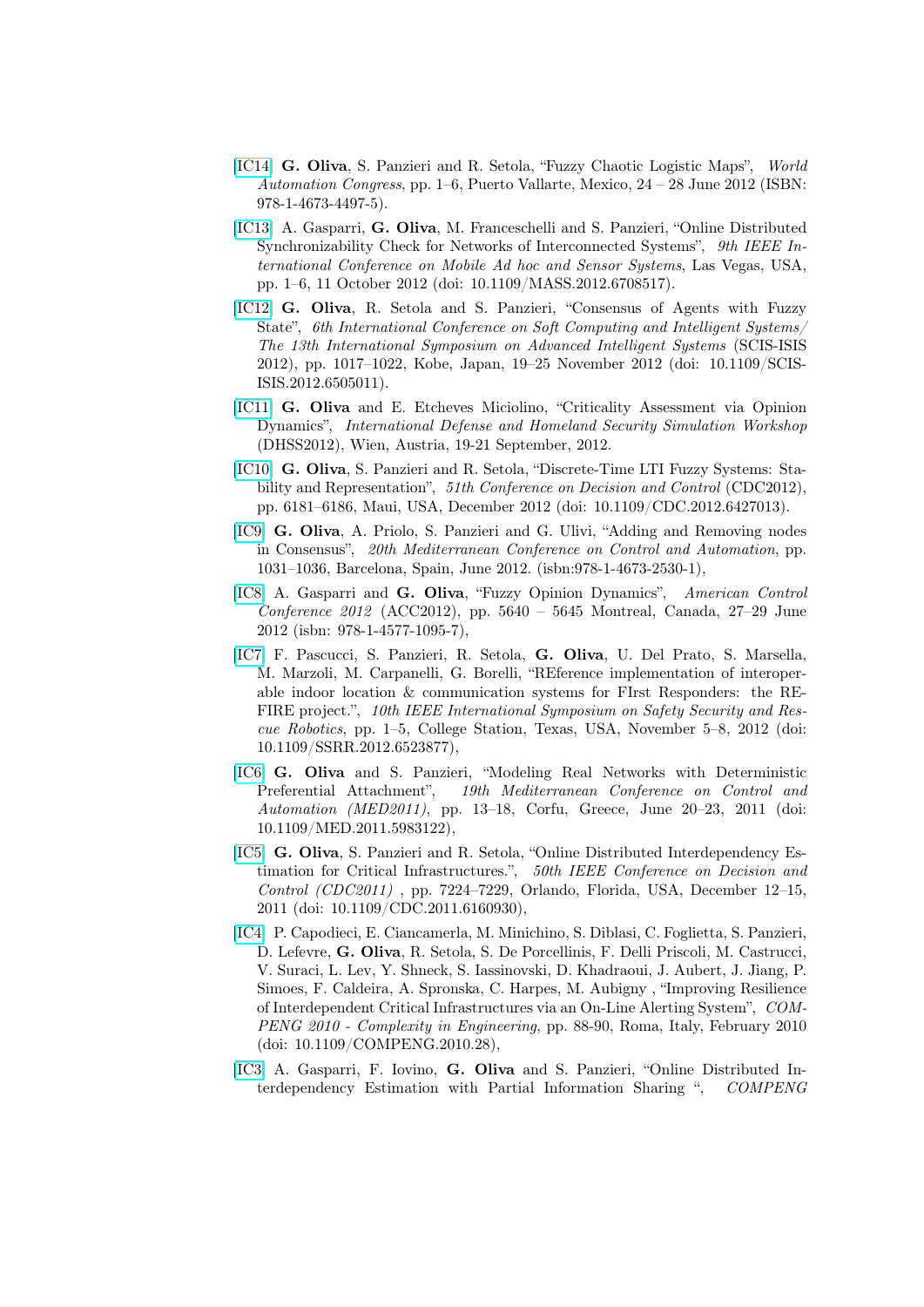[IC14] **G. Oliva**, S. Panzieri and R. Setola, "Fuzzy Chaotic Logistic Maps", *World Automation Congress*, pp. 1–6, Puerto Vallarte, Mexico, 24 – 28 June 2012 (ISBN: 978-1-4673-4497-5).

[IC13] A. Gasparri, **G. Oliva**, M. Franceschelli and S. Panzieri, "Online Distributed Synchronizability Check for Networks of Interconnected Systems", *9th IEEE International Conference on Mobile Ad hoc and Sensor Systems*, Las Vegas, USA, pp. 1–6, 11 October 2012 (doi: 10.1109/MASS.2012.6708517).

[IC12] **G. Oliva**, R. Setola and S. Panzieri, "Consensus of Agents with Fuzzy State", *6th International Conference on Soft Computing and Intelligent Systems/ The 13th International Symposium on Advanced Intelligent Systems* (SCIS-ISIS 2012), pp. 1017–1022, Kobe, Japan, 19–25 November 2012 (doi: 10.1109/SCIS-ISIS.2012.6505011).

[IC11] **G. Oliva** and E. Etcheves Miciolino, "Criticality Assessment via Opinion Dynamics", *International Defense and Homeland Security Simulation Workshop* (DHSS2012), Wien, Austria, 19-21 September, 2012.

[IC10] **G. Oliva**, S. Panzieri and R. Setola, "Discrete-Time LTI Fuzzy Systems: Stability and Representation", *51th Conference on Decision and Control* (CDC2012), pp. 6181–6186, Maui, USA, December 2012 (doi: 10.1109/CDC.2012.6427013).

[IC9] **G. Oliva**, A. Priolo, S. Panzieri and G. Ulivi, "Adding and Removing nodes in Consensus", *20th Mediterranean Conference on Control and Automation*, pp. 1031–1036, Barcelona, Spain, June 2012. (isbn:978-1-4673-2530-1),

[IC8] A. Gasparri and **G. Oliva**, "Fuzzy Opinion Dynamics", *American Control Conference 2012* (ACC2012), pp. 5640 – 5645 Montreal, Canada, 27–29 June 2012 (isbn: 978-1-4577-1095-7),

[IC7] F. Pascucci, S. Panzieri, R. Setola, **G. Oliva**, U. Del Prato, S. Marsella, M. Marzoli, M. Carpanelli, G. Borelli, "REference implementation of interoperable indoor location & communication systems for FIrst Responders: the REFIRE project.", *10th IEEE International Symposium on Safety Security and Rescue Robotics*, pp. 1–5, College Station, Texas, USA, November 5–8, 2012 (doi: 10.1109/SSRR.2012.6523877),

[IC6] **G. Oliva** and S. Panzieri, "Modeling Real Networks with Deterministic Preferential Attachment", *19th Mediterranean Conference on Control and Automation (MED2011)*, pp. 13–18, Corfu, Greece, June 20–23, 2011 (doi: 10.1109/MED.2011.5983122),

[IC5] **G. Oliva**, S. Panzieri and R. Setola, "Online Distributed Interdependency Estimation for Critical Infrastructures.", *50th IEEE Conference on Decision and Control (CDC2011)* , pp. 7224–7229, Orlando, Florida, USA, December 12–15, 2011 (doi: 10.1109/CDC.2011.6160930),

[IC4] P. Capodieci, E. Ciancamerla, M. Minichino, S. Diblasi, C. Foglietta, S. Panzieri, D. Lefevre, **G. Oliva**, R. Setola, S. De Porcellinis, F. Delli Priscoli, M. Castrucci, V. Suraci, L. Lev, Y. Shneck, S. Iassinovski, D. Khadraoui, J. Aubert, J. Jiang, P. Simoes, F. Caldeira, A. Spronska, C. Harpes, M. Aubigny , "Improving Resilience of Interdependent Critical Infrastructures via an On-Line Alerting System", *COMPENG 2010 - Complexity in Engineering*, pp. 88-90, Roma, Italy, February 2010 (doi: 10.1109/COMPENG.2010.28),

[IC3] A. Gasparri, F. Iovino, **G. Oliva** and S. Panzieri, "Online Distributed Interdependency Estimation with Partial Information Sharing ", *COMPENG*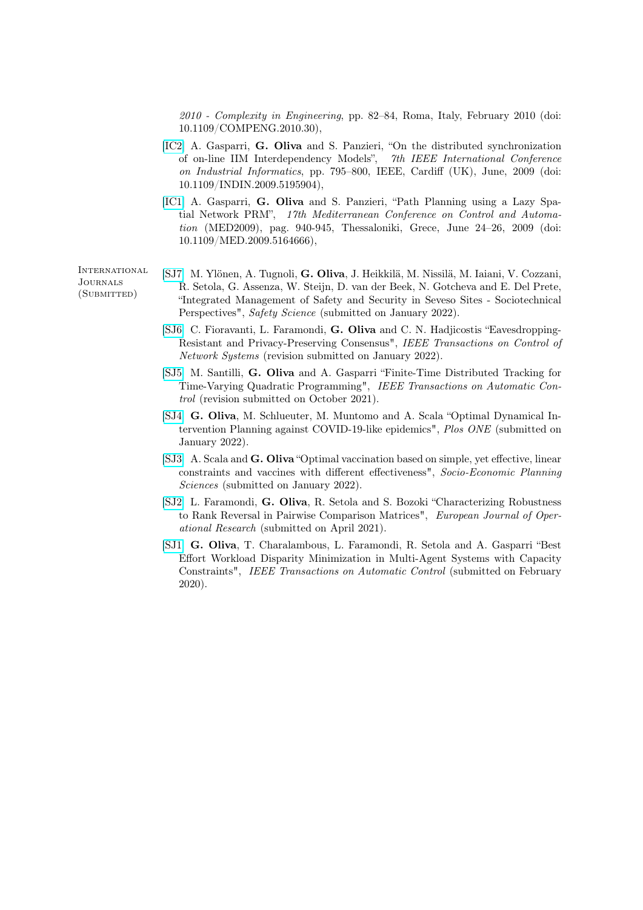*2010 - Complexity in Engineering*, pp. 82–84, Roma, Italy, February 2010 (doi: 10.1109/COMPENG.2010.30),

[IC2] A. Gasparri, **G. Oliva** and S. Panzieri, “On the distributed synchronization of on-line IIM Interdependency Models”, *7th IEEE International Conference on Industrial Informatics*, pp. 795–800, IEEE, Cardiff (UK), June, 2009 (doi: 10.1109/INDIN.2009.5195904),

[IC1] A. Gasparri, **G. Oliva** and S. Panzieri, “Path Planning using a Lazy Spatial Network PRM”, *17th Mediterranean Conference on Control and Automation* (MED2009), pag. 940-945, Thessaloniki, Grece, June 24–26, 2009 (doi: 10.1109/MED.2009.5164666),

International Journals (Submitted)

[SJ7] M. Ylönen, A. Tugnoli, **G. Oliva**, J. Heikkilä, M. Nissilä, M. Iaiani, V. Cozzani, R. Setola, G. Assenza, W. Steijn, D. van der Beek, N. Gotcheva and E. Del Prete, “Integrated Management of Safety and Security in Seveso Sites - Sociotechnical Perspectives", *Safety Science* (submitted on January 2022).

[SJ6] C. Fioravanti, L. Faramondi, **G. Oliva** and C. N. Hadjicostis “Eavesdropping-Resistant and Privacy-Preserving Consensus", *IEEE Transactions on Control of Network Systems* (revision submitted on January 2022).

[SJ5] M. Santilli, **G. Oliva** and A. Gasparri “Finite-Time Distributed Tracking for Time-Varying Quadratic Programming", *IEEE Transactions on Automatic Control* (revision submitted on October 2021).

[SJ4] **G. Oliva**, M. Schlueuter, M. Muntomo and A. Scala “Optimal Dynamical Intervention Planning against COVID-19-like epidemics", *Plos ONE* (submitted on January 2022).

[SJ3] A. Scala and **G. Oliva** “Optimal vaccination based on simple, yet effective, linear constraints and vaccines with different effectiveness", *Socio-Economic Planning Sciences* (submitted on January 2022).

[SJ2] L. Faramondi, **G. Oliva**, R. Setola and S. Bozoki “Characterizing Robustness to Rank Reversal in Pairwise Comparison Matrices", *European Journal of Operational Research* (submitted on April 2021).

[SJ1] **G. Oliva**, T. Charalambous, L. Faramondi, R. Setola and A. Gasparri “Best Effort Workload Disparity Minimization in Multi-Agent Systems with Capacity Constraints", *IEEE Transactions on Automatic Control* (submitted on February 2020).